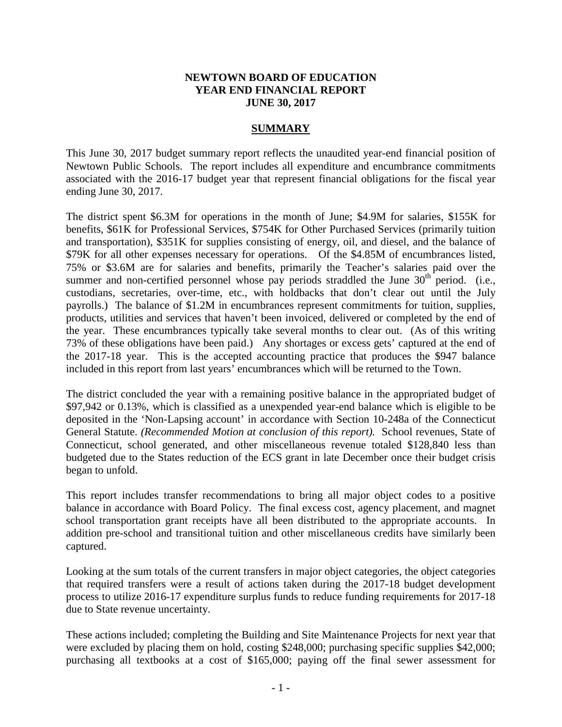**NEWTOWN BOARD OF EDUCATION**
**YEAR END FINANCIAL REPORT**
**JUNE 30, 2017**

## SUMMARY

This June 30, 2017 budget summary report reflects the unaudited year-end financial position of Newtown Public Schools. The report includes all expenditure and encumbrance commitments associated with the 2016-17 budget year that represent financial obligations for the fiscal year ending June 30, 2017.

The district spent \$6.3M for operations in the month of June; \$4.9M for salaries, \$155K for benefits, \$61K for Professional Services, \$754K for Other Purchased Services (primarily tuition and transportation), \$351K for supplies consisting of energy, oil, and diesel, and the balance of \$79K for all other expenses necessary for operations. Of the \$4.85M of encumbrances listed, 75% or \$3.6M are for salaries and benefits, primarily the Teacher's salaries paid over the summer and non-certified personnel whose pay periods straddled the June 30th period. (i.e., custodians, secretaries, over-time, etc., with holdbacks that don't clear out until the July payrolls.) The balance of \$1.2M in encumbrances represent commitments for tuition, supplies, products, utilities and services that haven't been invoiced, delivered or completed by the end of the year. These encumbrances typically take several months to clear out. (As of this writing 73% of these obligations have been paid.) Any shortages or excess gets' captured at the end of the 2017-18 year. This is the accepted accounting practice that produces the \$947 balance included in this report from last years' encumbrances which will be returned to the Town.

The district concluded the year with a remaining positive balance in the appropriated budget of \$97,942 or 0.13%, which is classified as a unexpended year-end balance which is eligible to be deposited in the 'Non-Lapsing account' in accordance with Section 10-248a of the Connecticut General Statute. *(Recommended Motion at conclusion of this report).* School revenues, State of Connecticut, school generated, and other miscellaneous revenue totaled \$128,840 less than budgeted due to the States reduction of the ECS grant in late December once their budget crisis began to unfold.

This report includes transfer recommendations to bring all major object codes to a positive balance in accordance with Board Policy. The final excess cost, agency placement, and magnet school transportation grant receipts have all been distributed to the appropriate accounts. In addition pre-school and transitional tuition and other miscellaneous credits have similarly been captured.

Looking at the sum totals of the current transfers in major object categories, the object categories that required transfers were a result of actions taken during the 2017-18 budget development process to utilize 2016-17 expenditure surplus funds to reduce funding requirements for 2017-18 due to State revenue uncertainty.

These actions included; completing the Building and Site Maintenance Projects for next year that were excluded by placing them on hold, costing \$248,000; purchasing specific supplies \$42,000; purchasing all textbooks at a cost of \$165,000; paying off the final sewer assessment for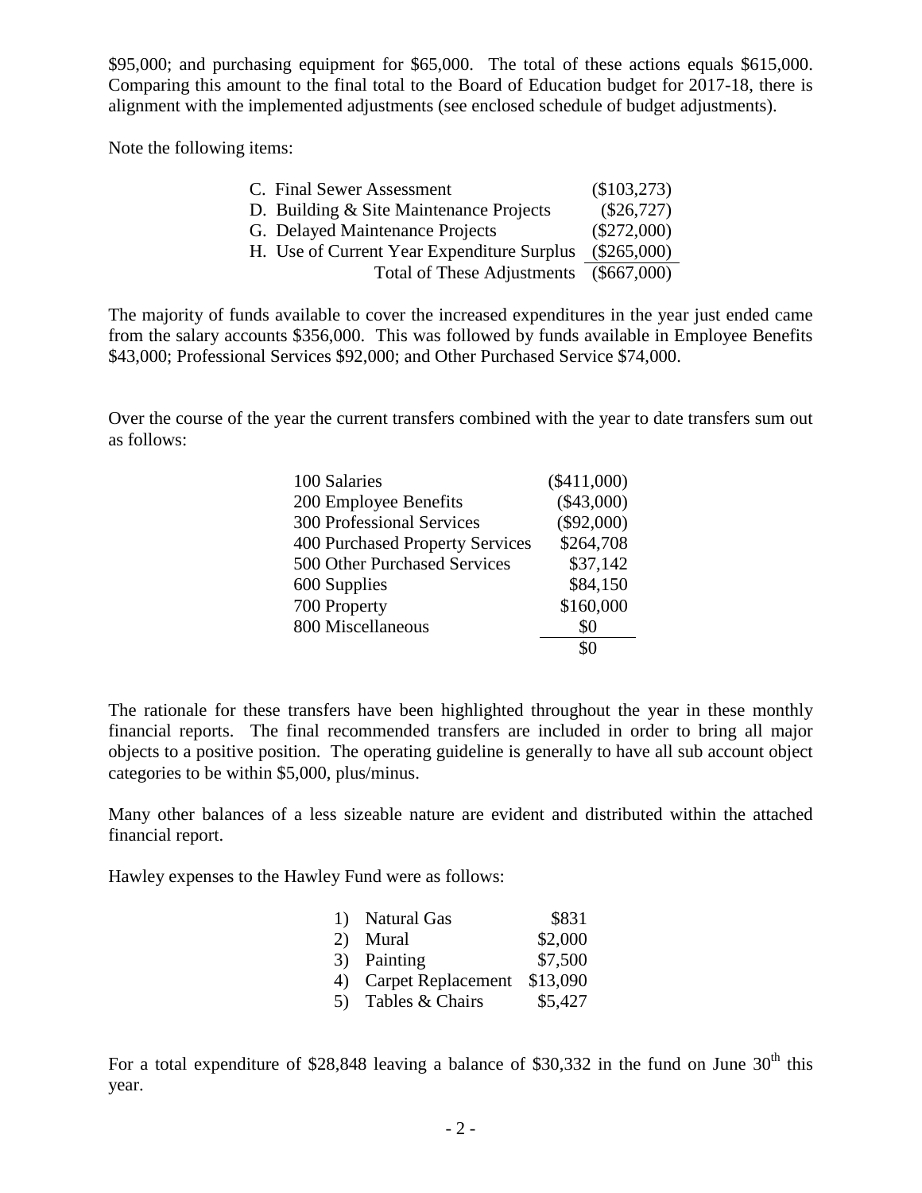$95,000; and purchasing equipment for $65,000. The total of these actions equals $615,000. Comparing this amount to the final total to the Board of Education budget for 2017-18, there is alignment with the implemented adjustments (see enclosed schedule of budget adjustments).

Note the following items:

| | |
|---|---|
| C. Final Sewer Assessment | ($103,273) |
| D. Building & Site Maintenance Projects | ($26,727) |
| G. Delayed Maintenance Projects | ($272,000) |
| H. Use of Current Year Expenditure Surplus | ($265,000) |
| Total of These Adjustments | ($667,000) |

The majority of funds available to cover the increased expenditures in the year just ended came from the salary accounts $356,000. This was followed by funds available in Employee Benefits $43,000; Professional Services $92,000; and Other Purchased Service $74,000.

Over the course of the year the current transfers combined with the year to date transfers sum out as follows:

| | |
|---|---|
| 100 Salaries | ($411,000) |
| 200 Employee Benefits | ($43,000) |
| 300 Professional Services | ($92,000) |
| 400 Purchased Property Services | $264,708 |
| 500 Other Purchased Services | $37,142 |
| 600 Supplies | $84,150 |
| 700 Property | $160,000 |
| 800 Miscellaneous | $0 |
| | $0 |

The rationale for these transfers have been highlighted throughout the year in these monthly financial reports. The final recommended transfers are included in order to bring all major objects to a positive position. The operating guideline is generally to have all sub account object categories to be within $5,000, plus/minus.

Many other balances of a less sizeable nature are evident and distributed within the attached financial report.

Hawley expenses to the Hawley Fund were as follows:

1) Natural Gas $831
2) Mural $2,000
3) Painting $7,500
4) Carpet Replacement $13,090
5) Tables & Chairs $5,427

For a total expenditure of $28,848 leaving a balance of $30,332 in the fund on June 30th this year.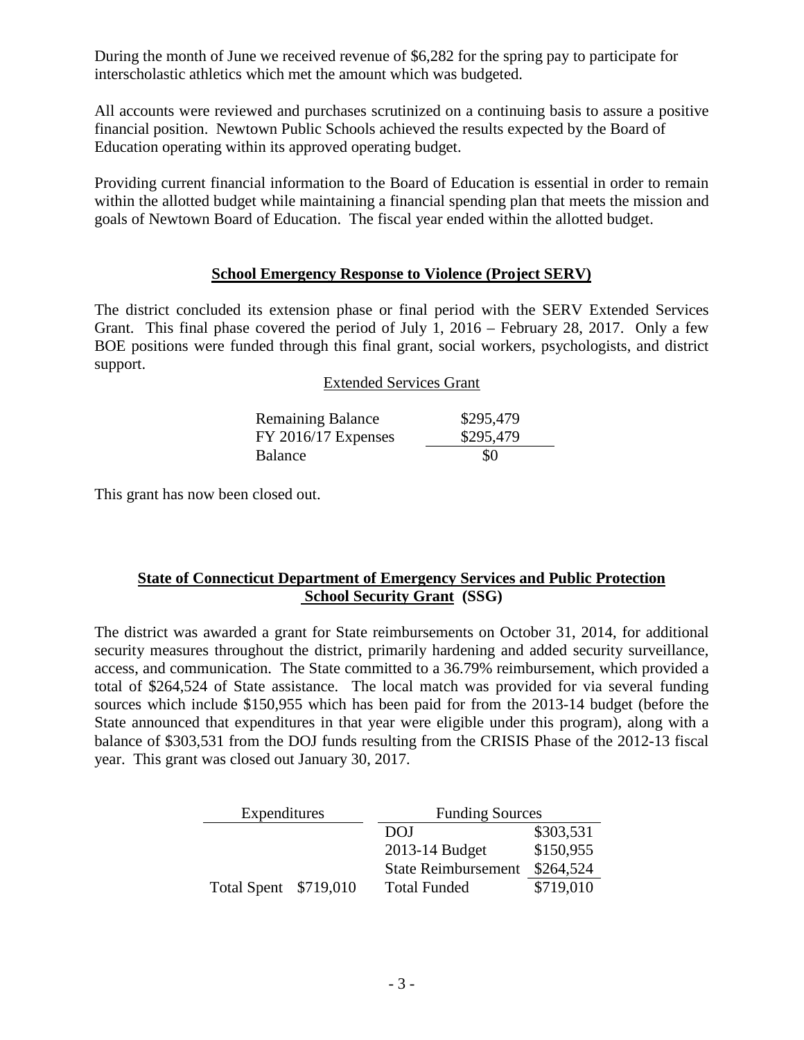During the month of June we received revenue of $6,282 for the spring pay to participate for interscholastic athletics which met the amount which was budgeted.

All accounts were reviewed and purchases scrutinized on a continuing basis to assure a positive financial position. Newtown Public Schools achieved the results expected by the Board of Education operating within its approved operating budget.

Providing current financial information to the Board of Education is essential in order to remain within the allotted budget while maintaining a financial spending plan that meets the mission and goals of Newtown Board of Education. The fiscal year ended within the allotted budget.

## School Emergency Response to Violence (Project SERV)

The district concluded its extension phase or final period with the SERV Extended Services Grant. This final phase covered the period of July 1, 2016 – February 28, 2017. Only a few BOE positions were funded through this final grant, social workers, psychologists, and district support.

| Extended Services Grant | |
|---|---|
| Remaining Balance | \$295,479 |
| FY 2016/17 Expenses | \$295,479 |
| Balance | \$0 |

This grant has now been closed out.

## State of Connecticut Department of Emergency Services and Public Protection School Security Grant (SSG)

The district was awarded a grant for State reimbursements on October 31, 2014, for additional security measures throughout the district, primarily hardening and added security surveillance, access, and communication. The State committed to a 36.79% reimbursement, which provided a total of \$264,524 of State assistance. The local match was provided for via several funding sources which include \$150,955 which has been paid for from the 2013-14 budget (before the State announced that expenditures in that year were eligible under this program), along with a balance of \$303,531 from the DOJ funds resulting from the CRISIS Phase of the 2012-13 fiscal year. This grant was closed out January 30, 2017.

| Expenditures | | Funding Sources | |
|---|---|---|---|
| | | DOJ | \$303,531 |
| | | 2013-14 Budget | \$150,955 |
| | | State Reimbursement | \$264,524 |
| Total Spent | \$719,010 | Total Funded | \$719,010 |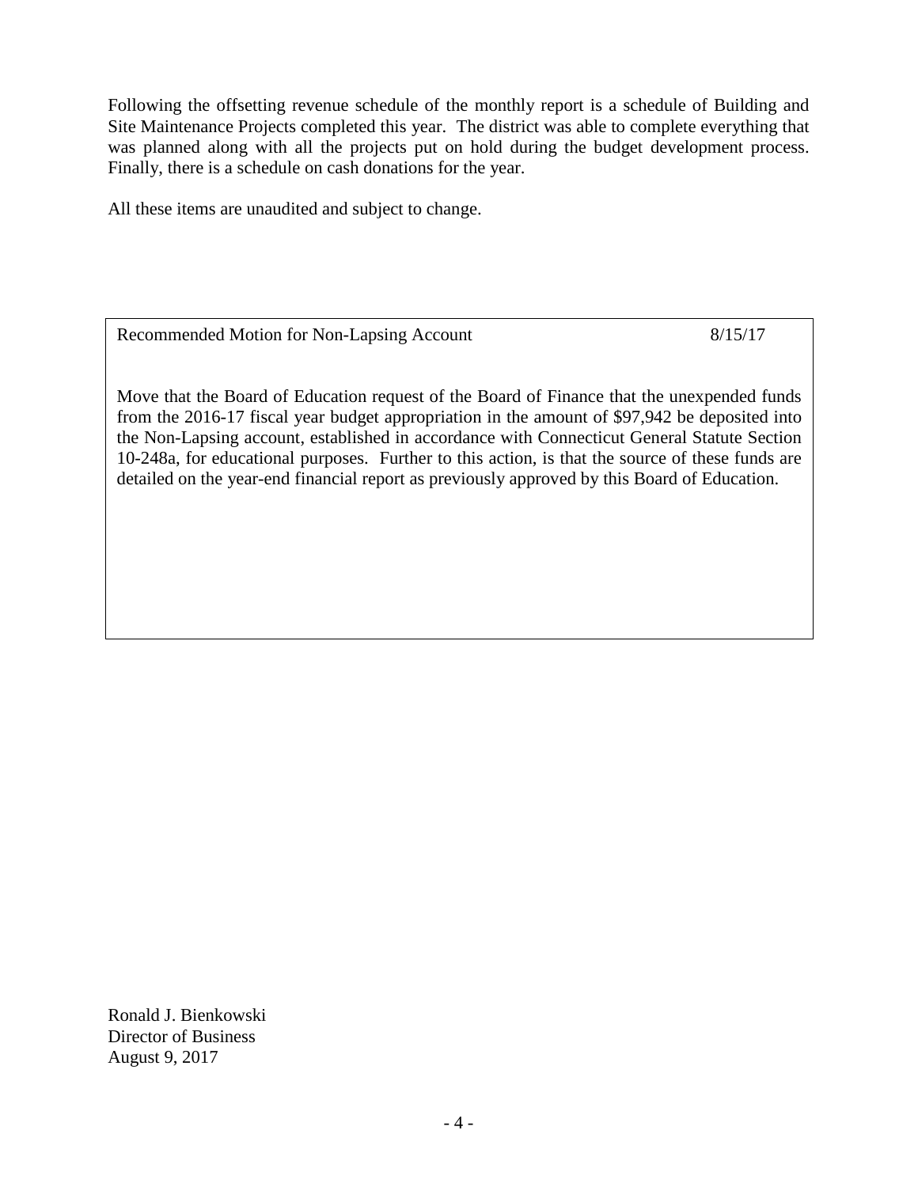Following the offsetting revenue schedule of the monthly report is a schedule of Building and Site Maintenance Projects completed this year. The district was able to complete everything that was planned along with all the projects put on hold during the budget development process. Finally, there is a schedule on cash donations for the year.

All these items are unaudited and subject to change.

Recommended Motion for Non-Lapsing Account 8/15/17

Move that the Board of Education request of the Board of Finance that the unexpended funds from the 2016-17 fiscal year budget appropriation in the amount of $97,942 be deposited into the Non-Lapsing account, established in accordance with Connecticut General Statute Section 10-248a, for educational purposes. Further to this action, is that the source of these funds are detailed on the year-end financial report as previously approved by this Board of Education.

Ronald J. Bienkowski
Director of Business
August 9, 2017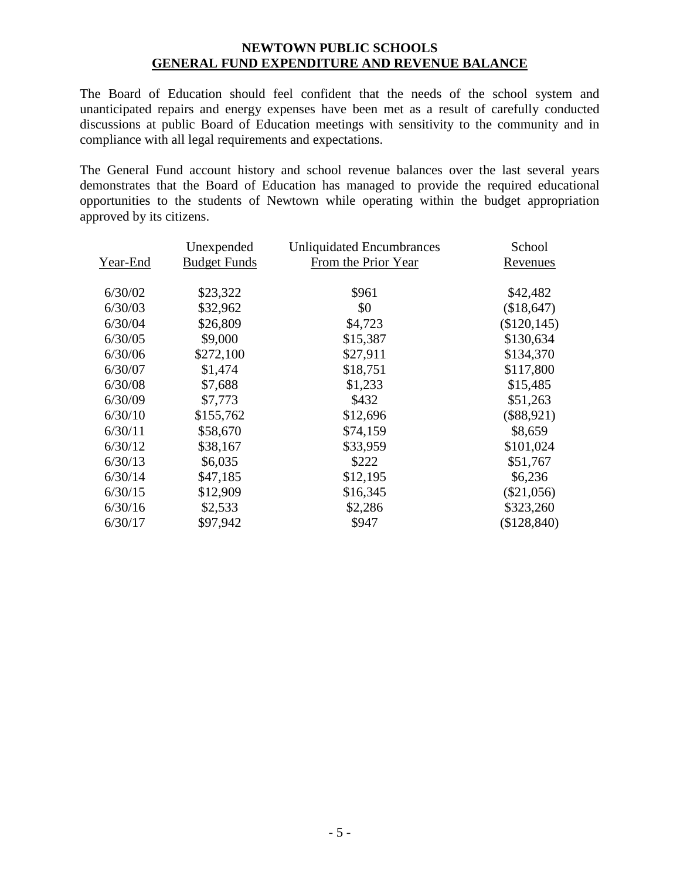**NEWTOWN PUBLIC SCHOOLS**
**GENERAL FUND EXPENDITURE AND REVENUE BALANCE**

The Board of Education should feel confident that the needs of the school system and unanticipated repairs and energy expenses have been met as a result of carefully conducted discussions at public Board of Education meetings with sensitivity to the community and in compliance with all legal requirements and expectations.

The General Fund account history and school revenue balances over the last several years demonstrates that the Board of Education has managed to provide the required educational opportunities to the students of Newtown while operating within the budget appropriation approved by its citizens.

| Year-End | Unexpended Budget Funds | Unliquidated Encumbrances From the Prior Year | School Revenues |
|---|---|---|---|
| 6/30/02 | $23,322 | $961 | $42,482 |
| 6/30/03 | $32,962 | $0 | ($18,647) |
| 6/30/04 | $26,809 | $4,723 | ($120,145) |
| 6/30/05 | $9,000 | $15,387 | $130,634 |
| 6/30/06 | $272,100 | $27,911 | $134,370 |
| 6/30/07 | $1,474 | $18,751 | $117,800 |
| 6/30/08 | $7,688 | $1,233 | $15,485 |
| 6/30/09 | $7,773 | $432 | $51,263 |
| 6/30/10 | $155,762 | $12,696 | ($88,921) |
| 6/30/11 | $58,670 | $74,159 | $8,659 |
| 6/30/12 | $38,167 | $33,959 | $101,024 |
| 6/30/13 | $6,035 | $222 | $51,767 |
| 6/30/14 | $47,185 | $12,195 | $6,236 |
| 6/30/15 | $12,909 | $16,345 | ($21,056) |
| 6/30/16 | $2,533 | $2,286 | $323,260 |
| 6/30/17 | $97,942 | $947 | ($128,840) |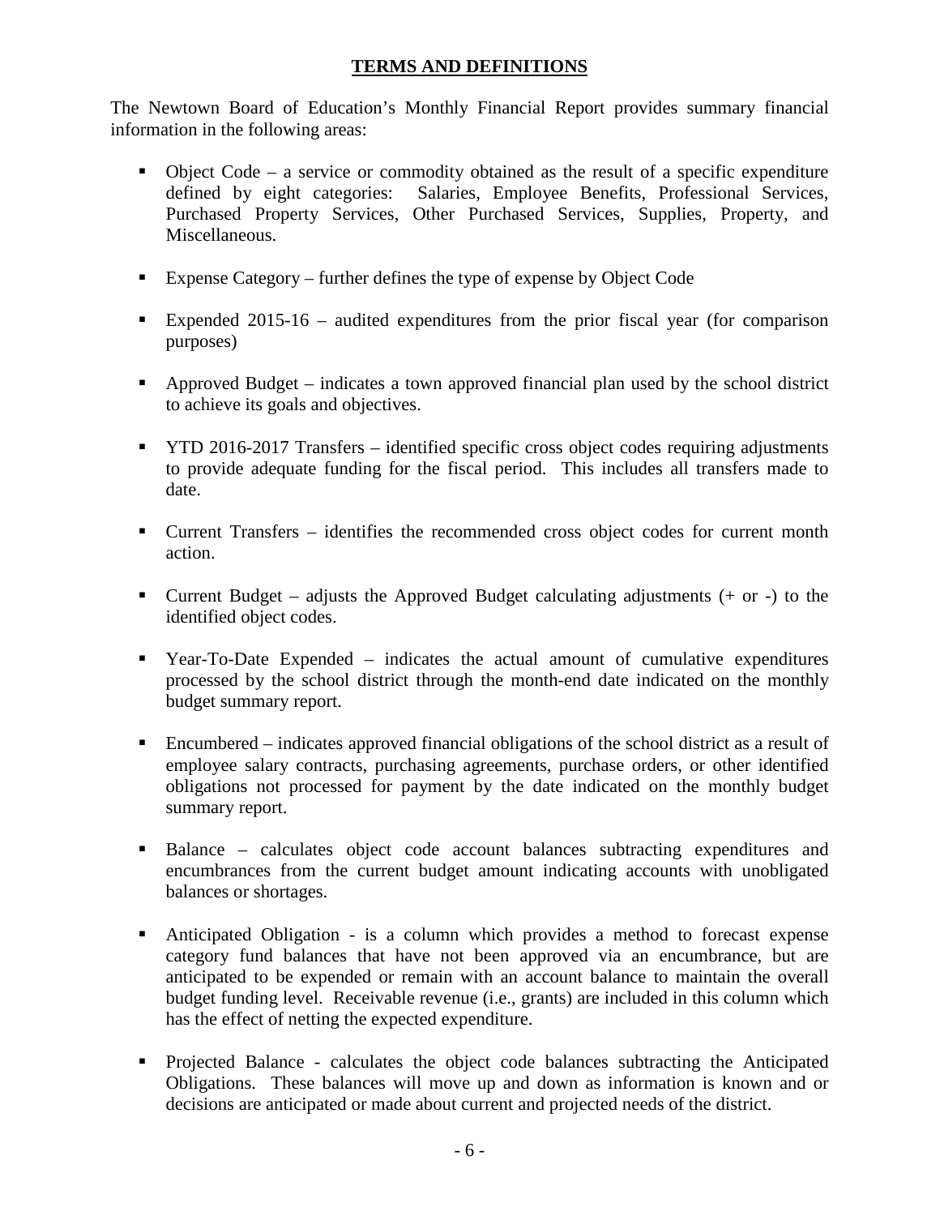## TERMS AND DEFINITIONS

The Newtown Board of Education's Monthly Financial Report provides summary financial information in the following areas:

- Object Code – a service or commodity obtained as the result of a specific expenditure defined by eight categories: Salaries, Employee Benefits, Professional Services, Purchased Property Services, Other Purchased Services, Supplies, Property, and Miscellaneous.

- Expense Category – further defines the type of expense by Object Code

- Expended 2015-16 – audited expenditures from the prior fiscal year (for comparison purposes)

- Approved Budget – indicates a town approved financial plan used by the school district to achieve its goals and objectives.

- YTD 2016-2017 Transfers – identified specific cross object codes requiring adjustments to provide adequate funding for the fiscal period. This includes all transfers made to date.

- Current Transfers – identifies the recommended cross object codes for current month action.

- Current Budget – adjusts the Approved Budget calculating adjustments (+ or -) to the identified object codes.

- Year-To-Date Expended – indicates the actual amount of cumulative expenditures processed by the school district through the month-end date indicated on the monthly budget summary report.

- Encumbered – indicates approved financial obligations of the school district as a result of employee salary contracts, purchasing agreements, purchase orders, or other identified obligations not processed for payment by the date indicated on the monthly budget summary report.

- Balance – calculates object code account balances subtracting expenditures and encumbrances from the current budget amount indicating accounts with unobligated balances or shortages.

- Anticipated Obligation - is a column which provides a method to forecast expense category fund balances that have not been approved via an encumbrance, but are anticipated to be expended or remain with an account balance to maintain the overall budget funding level. Receivable revenue (i.e., grants) are included in this column which has the effect of netting the expected expenditure.

- Projected Balance - calculates the object code balances subtracting the Anticipated Obligations. These balances will move up and down as information is known and or decisions are anticipated or made about current and projected needs of the district.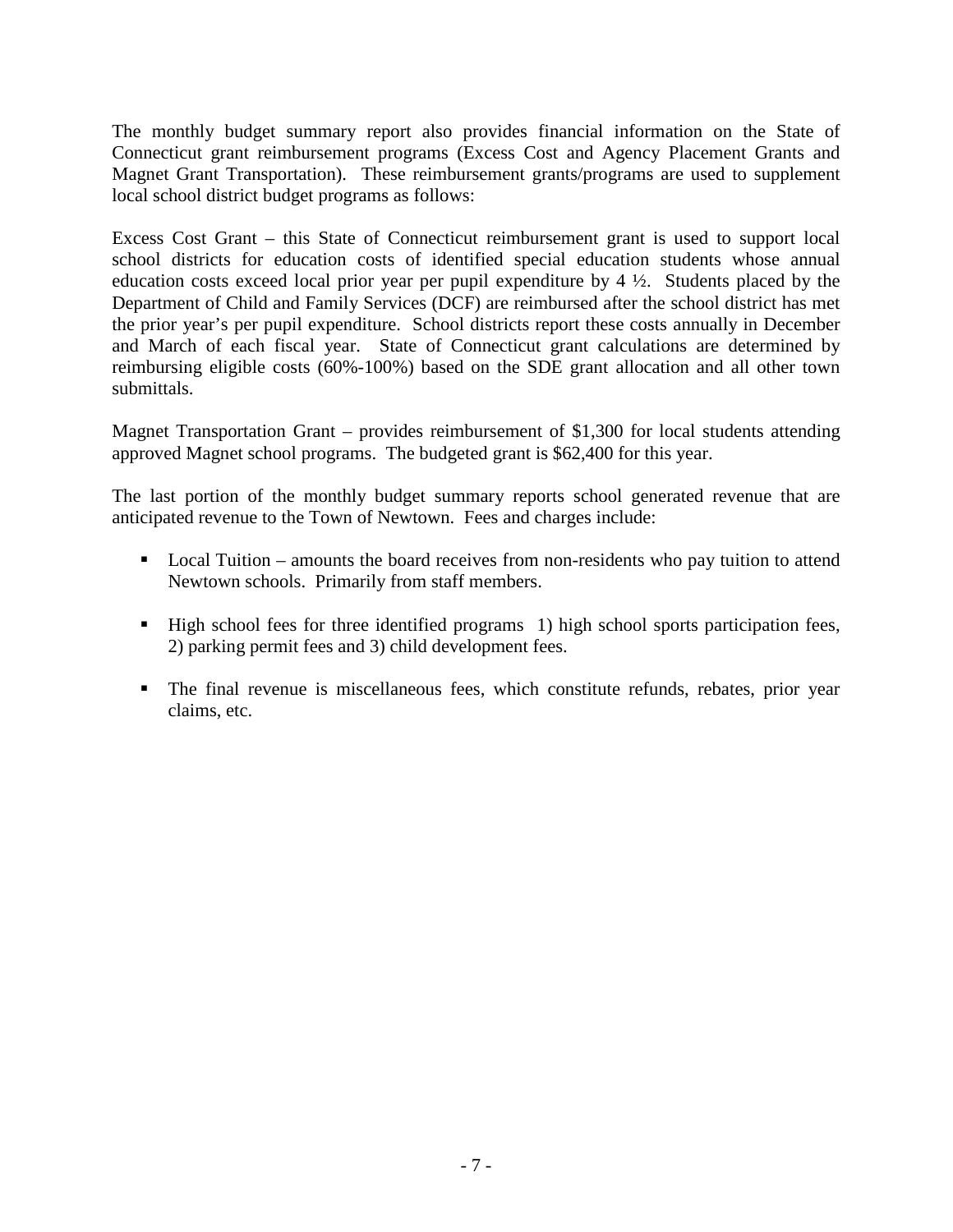The monthly budget summary report also provides financial information on the State of Connecticut grant reimbursement programs (Excess Cost and Agency Placement Grants and Magnet Grant Transportation). These reimbursement grants/programs are used to supplement local school district budget programs as follows:

Excess Cost Grant – this State of Connecticut reimbursement grant is used to support local school districts for education costs of identified special education students whose annual education costs exceed local prior year per pupil expenditure by 4 ½. Students placed by the Department of Child and Family Services (DCF) are reimbursed after the school district has met the prior year's per pupil expenditure. School districts report these costs annually in December and March of each fiscal year. State of Connecticut grant calculations are determined by reimbursing eligible costs (60%-100%) based on the SDE grant allocation and all other town submittals.

Magnet Transportation Grant – provides reimbursement of $1,300 for local students attending approved Magnet school programs. The budgeted grant is $62,400 for this year.

The last portion of the monthly budget summary reports school generated revenue that are anticipated revenue to the Town of Newtown. Fees and charges include:

- Local Tuition – amounts the board receives from non-residents who pay tuition to attend Newtown schools. Primarily from staff members.
- High school fees for three identified programs 1) high school sports participation fees, 2) parking permit fees and 3) child development fees.
- The final revenue is miscellaneous fees, which constitute refunds, rebates, prior year claims, etc.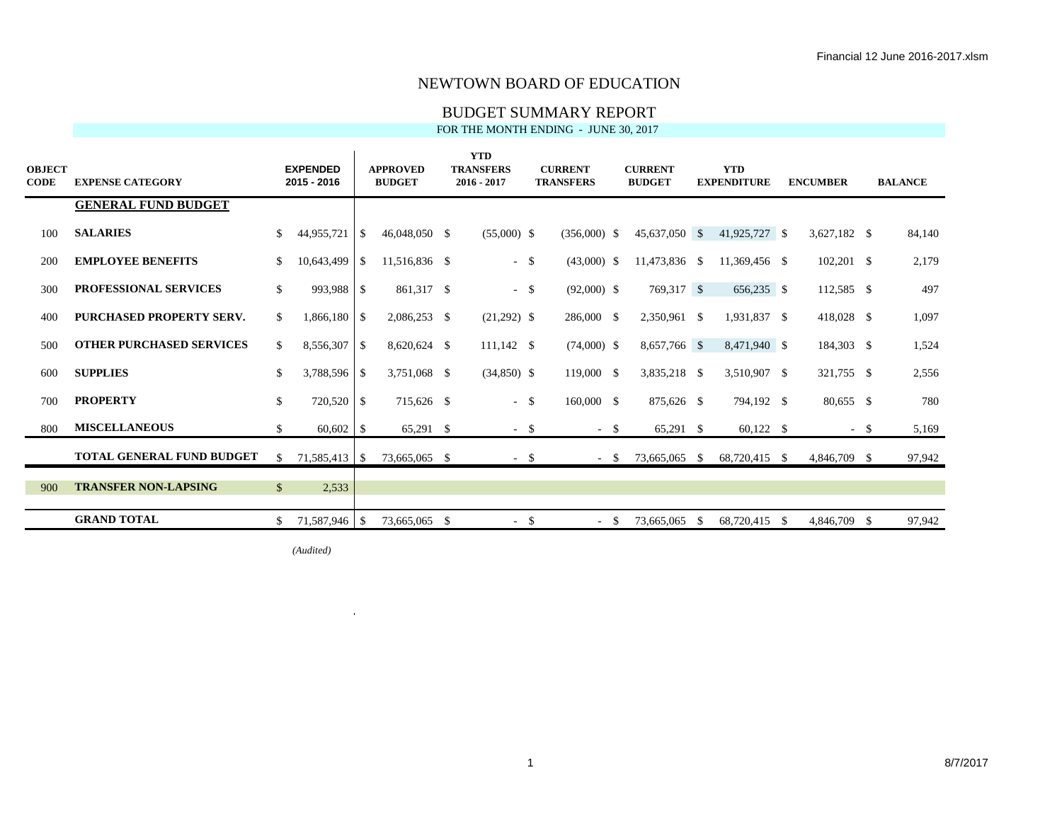# NEWTOWN BOARD OF EDUCATION

## BUDGET SUMMARY REPORT

FOR THE MONTH ENDING - JUNE 30, 2017

| OBJECT CODE | EXPENSE CATEGORY | EXPENDED 2015 - 2016 | APPROVED BUDGET | YTD TRANSFERS 2016 - 2017 | CURRENT TRANSFERS | CURRENT BUDGET | YTD EXPENDITURE | ENCUMBER | BALANCE |
|---|---|---|---|---|---|---|---|---|---|
| | **GENERAL FUND BUDGET** | | | | | | | | |
| 100 | **SALARIES** | $ 44,955,721 | $ 46,048,050 | $ (55,000) | $ (356,000) | $ 45,637,050 | $ 41,925,727 | $ 3,627,182 | $ 84,140 |
| 200 | **EMPLOYEE BENEFITS** | $ 10,643,499 | $ 11,516,836 | $ - | $ (43,000) | $ 11,473,836 | $ 11,369,456 | $ 102,201 | $ 2,179 |
| 300 | **PROFESSIONAL SERVICES** | $ 993,988 | $ 861,317 | $ - | $ (92,000) | $ 769,317 | $ 656,235 | $ 112,585 | $ 497 |
| 400 | **PURCHASED PROPERTY SERV.** | $ 1,866,180 | $ 2,086,253 | $ (21,292) | $ 286,000 | $ 2,350,961 | $ 1,931,837 | $ 418,028 | $ 1,097 |
| 500 | **OTHER PURCHASED SERVICES** | $ 8,556,307 | $ 8,620,624 | $ 111,142 | $ (74,000) | $ 8,657,766 | $ 8,471,940 | $ 184,303 | $ 1,524 |
| 600 | **SUPPLIES** | $ 3,788,596 | $ 3,751,068 | $ (34,850) | $ 119,000 | $ 3,835,218 | $ 3,510,907 | $ 321,755 | $ 2,556 |
| 700 | **PROPERTY** | $ 720,520 | $ 715,626 | $ - | $ 160,000 | $ 875,626 | $ 794,192 | $ 80,655 | $ 780 |
| 800 | **MISCELLANEOUS** | $ 60,602 | $ 65,291 | $ - | $ - | $ 65,291 | $ 60,122 | $ - | $ 5,169 |
| | **TOTAL GENERAL FUND BUDGET** | $ 71,585,413 | $ 73,665,065 | $ - | $ - | $ 73,665,065 | $ 68,720,415 | $ 4,846,709 | $ 97,942 |
| 900 | **TRANSFER NON-LAPSING** | $ 2,533 | | | | | | | |
| | **GRAND TOTAL** | $ 71,587,946 | $ 73,665,065 | $ - | $ - | $ 73,665,065 | $ 68,720,415 | $ 4,846,709 | $ 97,942 |

*(Audited)*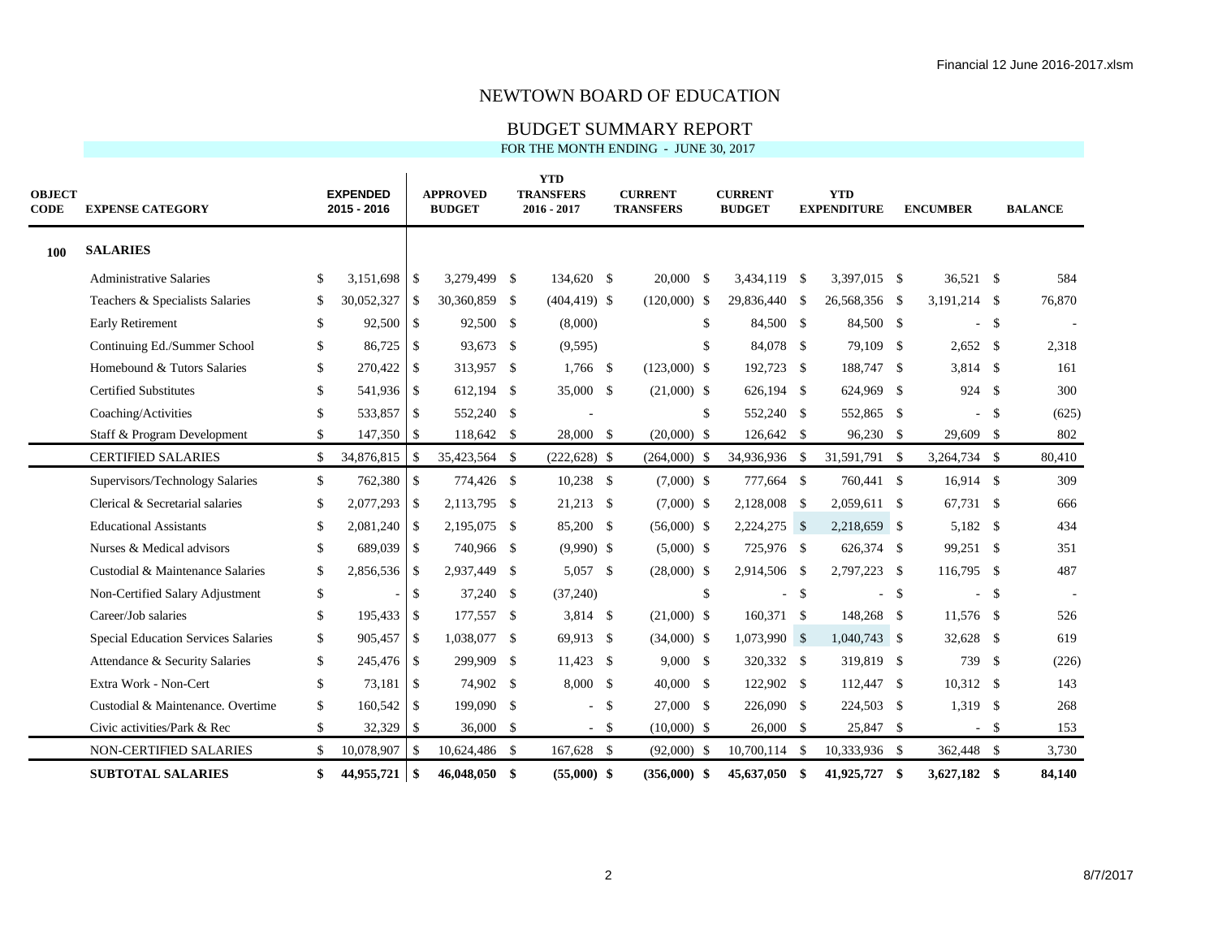# NEWTOWN BOARD OF EDUCATION

## BUDGET SUMMARY REPORT

FOR THE MONTH ENDING - JUNE 30, 2017

| OBJECT CODE | EXPENSE CATEGORY | EXPENDED 2015 - 2016 | APPROVED BUDGET | YTD TRANSFERS 2016 - 2017 | CURRENT TRANSFERS | CURRENT BUDGET | YTD EXPENDITURE | ENCUMBER | BALANCE |
|---|---|---|---|---|---|---|---|---|---|
| **100** | **SALARIES** | | | | | | | | |
| | Administrative Salaries | $ 3,151,698 | $ 3,279,499 | $ 134,620 | $ 20,000 | $ 3,434,119 | $ 3,397,015 | $ 36,521 | $ 584 |
| | Teachers & Specialists Salaries | $ 30,052,327 | $ 30,360,859 | $ (404,419) | $ (120,000) | $ 29,836,440 | $ 26,568,356 | $ 3,191,214 | $ 76,870 |
| | Early Retirement | $ 92,500 | $ 92,500 | $ (8,000) | | $ 84,500 | $ 84,500 | $ - | $ - |
| | Continuing Ed./Summer School | $ 86,725 | $ 93,673 | $ (9,595) | | $ 84,078 | $ 79,109 | $ 2,652 | $ 2,318 |
| | Homebound & Tutors Salaries | $ 270,422 | $ 313,957 | $ 1,766 | $ (123,000) | $ 192,723 | $ 188,747 | $ 3,814 | $ 161 |
| | Certified Substitutes | $ 541,936 | $ 612,194 | $ 35,000 | $ (21,000) | $ 626,194 | $ 624,969 | $ 924 | $ 300 |
| | Coaching/Activities | $ 533,857 | $ 552,240 | $ - | | $ 552,240 | $ 552,865 | $ - | $ (625) |
| | Staff & Program Development | $ 147,350 | $ 118,642 | $ 28,000 | $ (20,000) | $ 126,642 | $ 96,230 | $ 29,609 | $ 802 |
| | CERTIFIED SALARIES | $ 34,876,815 | $ 35,423,564 | $ (222,628) | $ (264,000) | $ 34,936,936 | $ 31,591,791 | $ 3,264,734 | $ 80,410 |
| | Supervisors/Technology Salaries | $ 762,380 | $ 774,426 | $ 10,238 | $ (7,000) | $ 777,664 | $ 760,441 | $ 16,914 | $ 309 |
| | Clerical & Secretarial salaries | $ 2,077,293 | $ 2,113,795 | $ 21,213 | $ (7,000) | $ 2,128,008 | $ 2,059,611 | $ 67,731 | $ 666 |
| | Educational Assistants | $ 2,081,240 | $ 2,195,075 | $ 85,200 | $ (56,000) | $ 2,224,275 | $ 2,218,659 | $ 5,182 | $ 434 |
| | Nurses & Medical advisors | $ 689,039 | $ 740,966 | $ (9,990) | $ (5,000) | $ 725,976 | $ 626,374 | $ 99,251 | $ 351 |
| | Custodial & Maintenance Salaries | $ 2,856,536 | $ 2,937,449 | $ 5,057 | $ (28,000) | $ 2,914,506 | $ 2,797,223 | $ 116,795 | $ 487 |
| | Non-Certified Salary Adjustment | $ - | $ 37,240 | $ (37,240) | | $ - | $ - | $ - | $ - |
| | Career/Job salaries | $ 195,433 | $ 177,557 | $ 3,814 | $ (21,000) | $ 160,371 | $ 148,268 | $ 11,576 | $ 526 |
| | Special Education Services Salaries | $ 905,457 | $ 1,038,077 | $ 69,913 | $ (34,000) | $ 1,073,990 | $ 1,040,743 | $ 32,628 | $ 619 |
| | Attendance & Security Salaries | $ 245,476 | $ 299,909 | $ 11,423 | $ 9,000 | $ 320,332 | $ 319,819 | $ 739 | $ (226) |
| | Extra Work - Non-Cert | $ 73,181 | $ 74,902 | $ 8,000 | $ 40,000 | $ 122,902 | $ 112,447 | $ 10,312 | $ 143 |
| | Custodial & Maintenance. Overtime | $ 160,542 | $ 199,090 | $ - | $ 27,000 | $ 226,090 | $ 224,503 | $ 1,319 | $ 268 |
| | Civic activities/Park & Rec | $ 32,329 | $ 36,000 | $ - | $ (10,000) | $ 26,000 | $ 25,847 | $ - | $ 153 |
| | NON-CERTIFIED SALARIES | $ 10,078,907 | $ 10,624,486 | $ 167,628 | $ (92,000) | $ 10,700,114 | $ 10,333,936 | $ 362,448 | $ 3,730 |
| | **SUBTOTAL SALARIES** | **$ 44,955,721** | **$ 46,048,050** | **$ (55,000)** | **$ (356,000)** | **$ 45,637,050** | **$ 41,925,727** | **$ 3,627,182** | **$ 84,140** |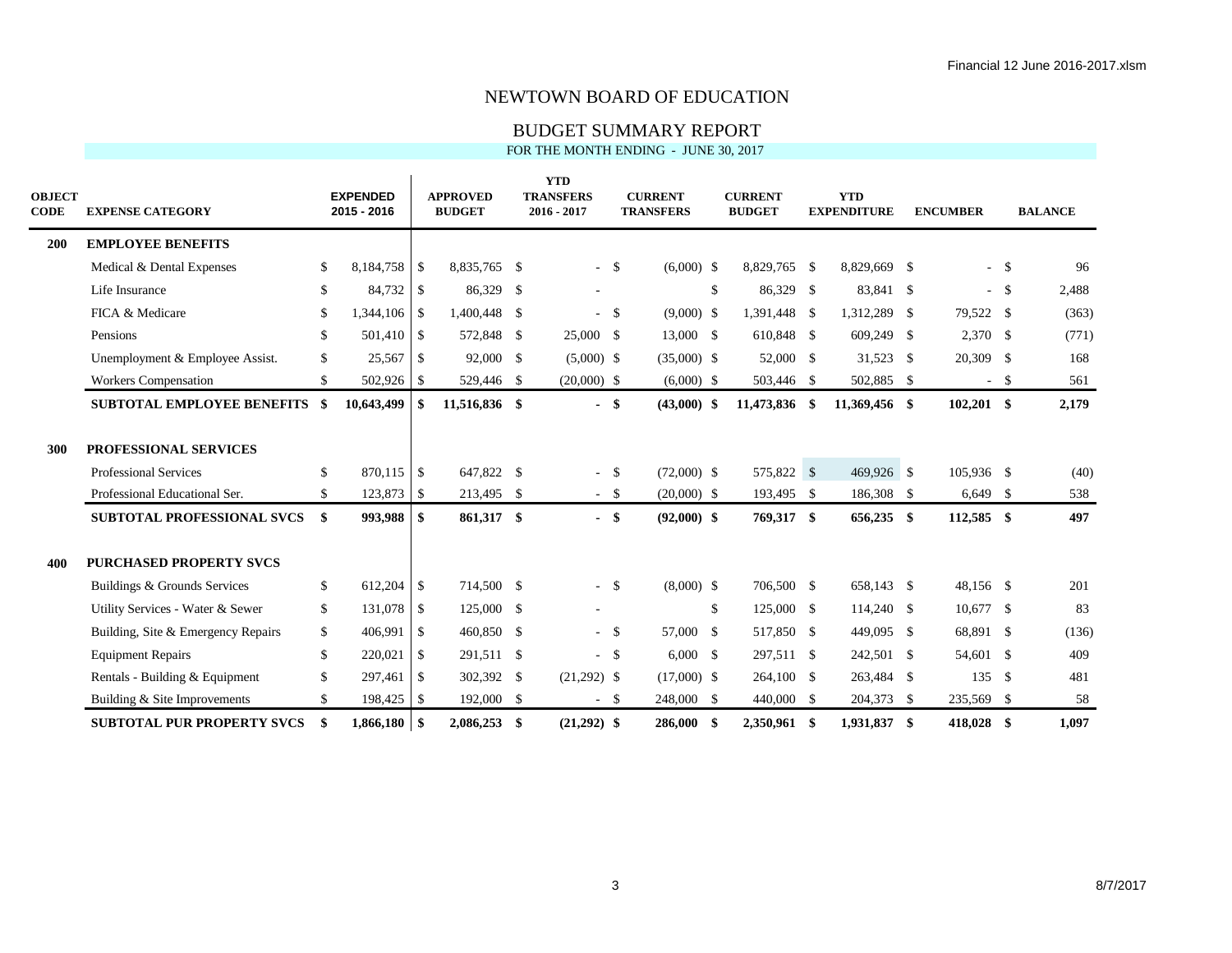# NEWTOWN BOARD OF EDUCATION

## BUDGET SUMMARY REPORT

FOR THE MONTH ENDING - JUNE 30, 2017

| OBJECT CODE | EXPENSE CATEGORY | EXPENDED 2015 - 2016 | APPROVED BUDGET | YTD TRANSFERS 2016 - 2017 | CURRENT TRANSFERS | CURRENT BUDGET | YTD EXPENDITURE | ENCUMBER | BALANCE |
|---|---|---|---|---|---|---|---|---|---|
| **200** | **EMPLOYEE BENEFITS** | | | | | | | | |
| | Medical & Dental Expenses | $ 8,184,758 | $ 8,835,765 | $ - | $ (6,000) | $ 8,829,765 | $ 8,829,669 | $ - | $ 96 |
| | Life Insurance | $ 84,732 | $ 86,329 | $ - | | $ 86,329 | $ 83,841 | $ - | $ 2,488 |
| | FICA & Medicare | $ 1,344,106 | $ 1,400,448 | $ - | $ (9,000) | $ 1,391,448 | $ 1,312,289 | $ 79,522 | $ (363) |
| | Pensions | $ 501,410 | $ 572,848 | $ 25,000 | $ 13,000 | $ 610,848 | $ 609,249 | $ 2,370 | $ (771) |
| | Unemployment & Employee Assist. | $ 25,567 | $ 92,000 | $ (5,000) | $ (35,000) | $ 52,000 | $ 31,523 | $ 20,309 | $ 168 |
| | Workers Compensation | $ 502,926 | $ 529,446 | $ (20,000) | $ (6,000) | $ 503,446 | $ 502,885 | $ - | $ 561 |
| | **SUBTOTAL EMPLOYEE BENEFITS** | **$ 10,643,499** | **$ 11,516,836** | **$ -** | **$ (43,000)** | **$ 11,473,836** | **$ 11,369,456** | **$ 102,201** | **$ 2,179** |
| **300** | **PROFESSIONAL SERVICES** | | | | | | | | |
| | Professional Services | $ 870,115 | $ 647,822 | $ - | $ (72,000) | $ 575,822 | $ 469,926 | $ 105,936 | $ (40) |
| | Professional Educational Ser. | $ 123,873 | $ 213,495 | $ - | $ (20,000) | $ 193,495 | $ 186,308 | $ 6,649 | $ 538 |
| | **SUBTOTAL PROFESSIONAL SVCS** | **$ 993,988** | **$ 861,317** | **$ -** | **$ (92,000)** | **$ 769,317** | **$ 656,235** | **$ 112,585** | **$ 497** |
| **400** | **PURCHASED PROPERTY SVCS** | | | | | | | | |
| | Buildings & Grounds Services | $ 612,204 | $ 714,500 | $ - | $ (8,000) | $ 706,500 | $ 658,143 | $ 48,156 | $ 201 |
| | Utility Services - Water & Sewer | $ 131,078 | $ 125,000 | $ - | | $ 125,000 | $ 114,240 | $ 10,677 | $ 83 |
| | Building, Site & Emergency Repairs | $ 406,991 | $ 460,850 | $ - | $ 57,000 | $ 517,850 | $ 449,095 | $ 68,891 | $ (136) |
| | Equipment Repairs | $ 220,021 | $ 291,511 | $ - | $ 6,000 | $ 297,511 | $ 242,501 | $ 54,601 | $ 409 |
| | Rentals - Building & Equipment | $ 297,461 | $ 302,392 | $ (21,292) | $ (17,000) | $ 264,100 | $ 263,484 | $ 135 | $ 481 |
| | Building & Site Improvements | $ 198,425 | $ 192,000 | $ - | $ 248,000 | $ 440,000 | $ 204,373 | $ 235,569 | $ 58 |
| | **SUBTOTAL PUR PROPERTY SVCS** | **$ 1,866,180** | **$ 2,086,253** | **$ (21,292)** | **$ 286,000** | **$ 2,350,961** | **$ 1,931,837** | **$ 418,028** | **$ 1,097** |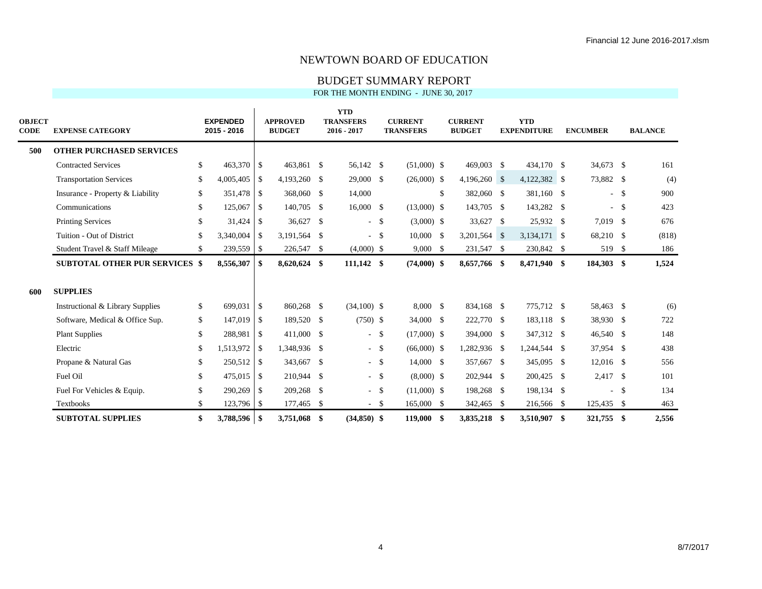# NEWTOWN BOARD OF EDUCATION

## BUDGET SUMMARY REPORT

FOR THE MONTH ENDING - JUNE 30, 2017

| OBJECT CODE | EXPENSE CATEGORY | EXPENDED 2015 - 2016 | APPROVED BUDGET | YTD TRANSFERS 2016 - 2017 | CURRENT TRANSFERS | CURRENT BUDGET | YTD EXPENDITURE | ENCUMBER | BALANCE |
|---|---|---|---|---|---|---|---|---|---|
| **500** | **OTHER PURCHASED SERVICES** | | | | | | | | |
| | Contracted Services | $ 463,370 | $ 463,861 | $ 56,142 | $ (51,000) | $ 469,003 | $ 434,170 | $ 34,673 | $ 161 |
| | Transportation Services | $ 4,005,405 | $ 4,193,260 | $ 29,000 | $ (26,000) | $ 4,196,260 | $ 4,122,382 | $ 73,882 | $ (4) |
| | Insurance - Property & Liability | $ 351,478 | $ 368,060 | $ 14,000 | | $ 382,060 | $ 381,160 | $ - | $ 900 |
| | Communications | $ 125,067 | $ 140,705 | $ 16,000 | $ (13,000) | $ 143,705 | $ 143,282 | $ - | $ 423 |
| | Printing Services | $ 31,424 | $ 36,627 | $ - | $ (3,000) | $ 33,627 | $ 25,932 | $ 7,019 | $ 676 |
| | Tuition - Out of District | $ 3,340,004 | $ 3,191,564 | $ - | $ 10,000 | $ 3,201,564 | $ 3,134,171 | $ 68,210 | $ (818) |
| | Student Travel & Staff Mileage | $ 239,559 | $ 226,547 | $ (4,000) | $ 9,000 | $ 231,547 | $ 230,842 | $ 519 | $ 186 |
| | **SUBTOTAL OTHER PUR SERVICES** | **$ 8,556,307** | **$ 8,620,624** | **$ 111,142** | **$ (74,000)** | **$ 8,657,766** | **$ 8,471,940** | **$ 184,303** | **$ 1,524** |
| **600** | **SUPPLIES** | | | | | | | | |
| | Instructional & Library Supplies | $ 699,031 | $ 860,268 | $ (34,100) | $ 8,000 | $ 834,168 | $ 775,712 | $ 58,463 | $ (6) |
| | Software, Medical & Office Sup. | $ 147,019 | $ 189,520 | $ (750) | $ 34,000 | $ 222,770 | $ 183,118 | $ 38,930 | $ 722 |
| | Plant Supplies | $ 288,981 | $ 411,000 | $ - | $ (17,000) | $ 394,000 | $ 347,312 | $ 46,540 | $ 148 |
| | Electric | $ 1,513,972 | $ 1,348,936 | $ - | $ (66,000) | $ 1,282,936 | $ 1,244,544 | $ 37,954 | $ 438 |
| | Propane & Natural Gas | $ 250,512 | $ 343,667 | $ - | $ 14,000 | $ 357,667 | $ 345,095 | $ 12,016 | $ 556 |
| | Fuel Oil | $ 475,015 | $ 210,944 | $ - | $ (8,000) | $ 202,944 | $ 200,425 | $ 2,417 | $ 101 |
| | Fuel For Vehicles & Equip. | $ 290,269 | $ 209,268 | $ - | $ (11,000) | $ 198,268 | $ 198,134 | $ - | $ 134 |
| | Textbooks | $ 123,796 | $ 177,465 | $ - | $ 165,000 | $ 342,465 | $ 216,566 | $ 125,435 | $ 463 |
| | **SUBTOTAL SUPPLIES** | **$ 3,788,596** | **$ 3,751,068** | **$ (34,850)** | **$ 119,000** | **$ 3,835,218** | **$ 3,510,907** | **$ 321,755** | **$ 2,556** |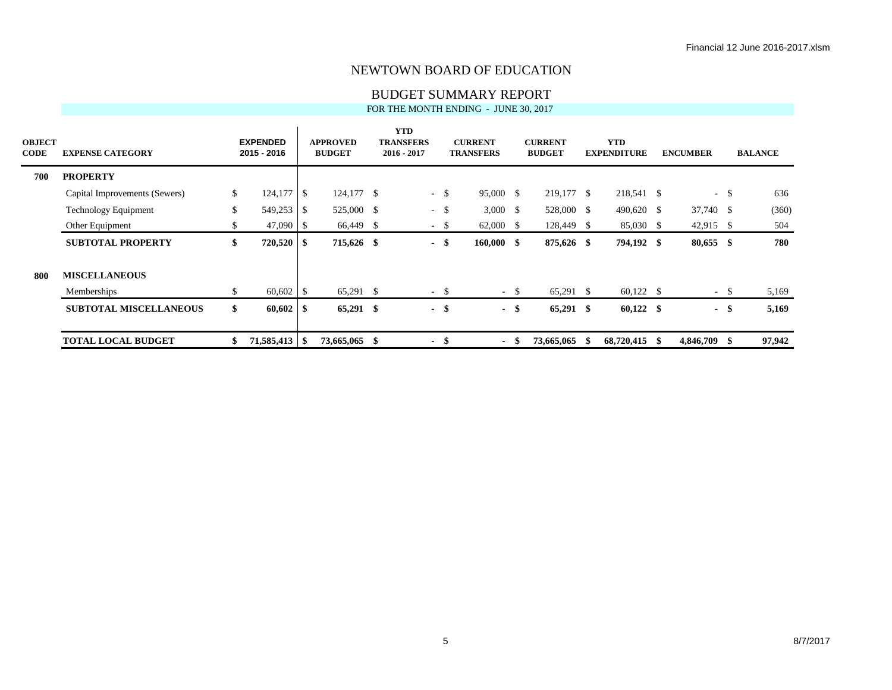# NEWTOWN BOARD OF EDUCATION

## BUDGET SUMMARY REPORT

FOR THE MONTH ENDING - JUNE 30, 2017

| OBJECT CODE | EXPENSE CATEGORY | EXPENDED 2015 - 2016 | APPROVED BUDGET | YTD TRANSFERS 2016 - 2017 | CURRENT TRANSFERS | CURRENT BUDGET | YTD EXPENDITURE | ENCUMBER | BALANCE |
|---|---|---|---|---|---|---|---|---|---|
| **700** | **PROPERTY** | | | | | | | | |
| | Capital Improvements (Sewers) | $ 124,177 | $ 124,177 | $ - | $ 95,000 | $ 219,177 | $ 218,541 | $ - | $ 636 |
| | Technology Equipment | $ 549,253 | $ 525,000 | $ - | $ 3,000 | $ 528,000 | $ 490,620 | $ 37,740 | $ (360) |
| | Other Equipment | $ 47,090 | $ 66,449 | $ - | $ 62,000 | $ 128,449 | $ 85,030 | $ 42,915 | $ 504 |
| | **SUBTOTAL PROPERTY** | **$ 720,520** | **$ 715,626** | **$ -** | **$ 160,000** | **$ 875,626** | **$ 794,192** | **$ 80,655** | **$ 780** |
| **800** | **MISCELLANEOUS** | | | | | | | | |
| | Memberships | $ 60,602 | $ 65,291 | $ - | $ - | $ 65,291 | $ 60,122 | $ - | $ 5,169 |
| | **SUBTOTAL MISCELLANEOUS** | **$ 60,602** | **$ 65,291** | **$ -** | **$ -** | **$ 65,291** | **$ 60,122** | **$ -** | **$ 5,169** |
| | **TOTAL LOCAL BUDGET** | **$ 71,585,413** | **$ 73,665,065** | **$ -** | **$ -** | **$ 73,665,065** | **$ 68,720,415** | **$ 4,846,709** | **$ 97,942** |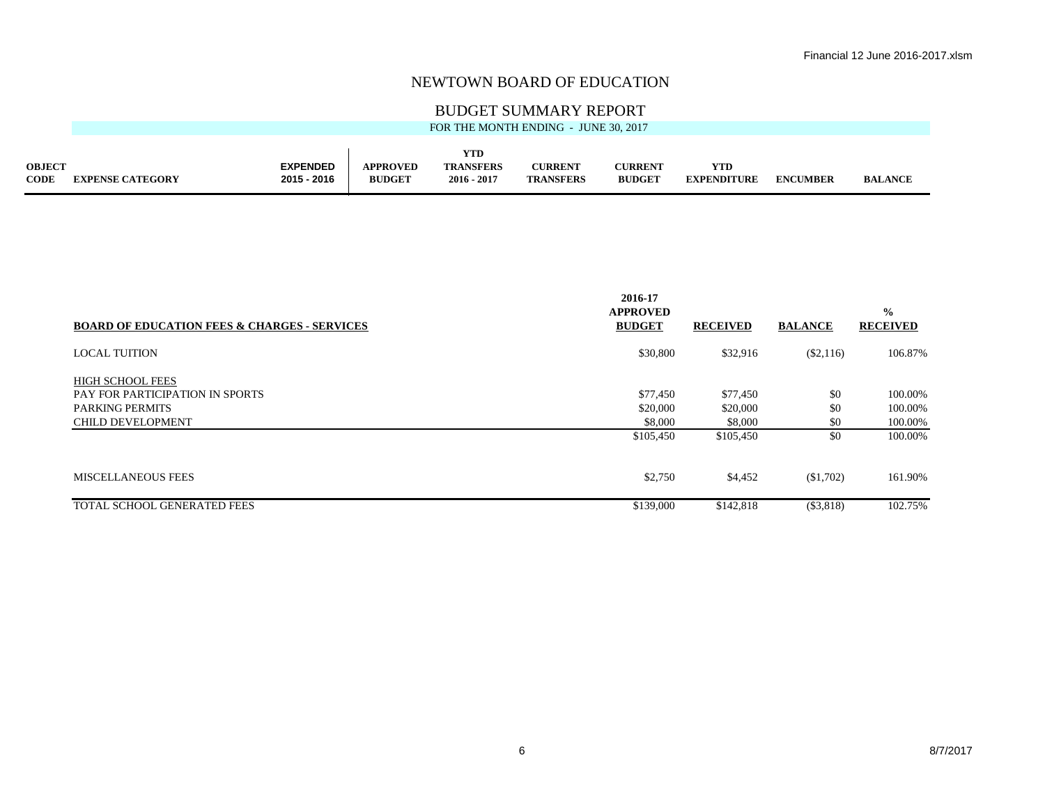# NEWTOWN BOARD OF EDUCATION

## BUDGET SUMMARY REPORT

FOR THE MONTH ENDING - JUNE 30, 2017

| OBJECT CODE | EXPENSE CATEGORY | EXPENDED 2015 - 2016 | APPROVED BUDGET | YTD TRANSFERS 2016 - 2017 | CURRENT TRANSFERS | CURRENT BUDGET | YTD EXPENDITURE | ENCUMBER | BALANCE |
|---|---|---|---|---|---|---|---|---|---|

| BOARD OF EDUCATION FEES & CHARGES - SERVICES | 2016-17 APPROVED BUDGET | RECEIVED | BALANCE | % RECEIVED |
|---|---|---|---|---|
| LOCAL TUITION | $30,800 | $32,916 | ($2,116) | 106.87% |
| HIGH SCHOOL FEES | | | | |
| PAY FOR PARTICIPATION IN SPORTS | $77,450 | $77,450 | $0 | 100.00% |
| PARKING PERMITS | $20,000 | $20,000 | $0 | 100.00% |
| CHILD DEVELOPMENT | $8,000 | $8,000 | $0 | 100.00% |
| | $105,450 | $105,450 | $0 | 100.00% |
| MISCELLANEOUS FEES | $2,750 | $4,452 | ($1,702) | 161.90% |
| TOTAL SCHOOL GENERATED FEES | $139,000 | $142,818 | ($3,818) | 102.75% |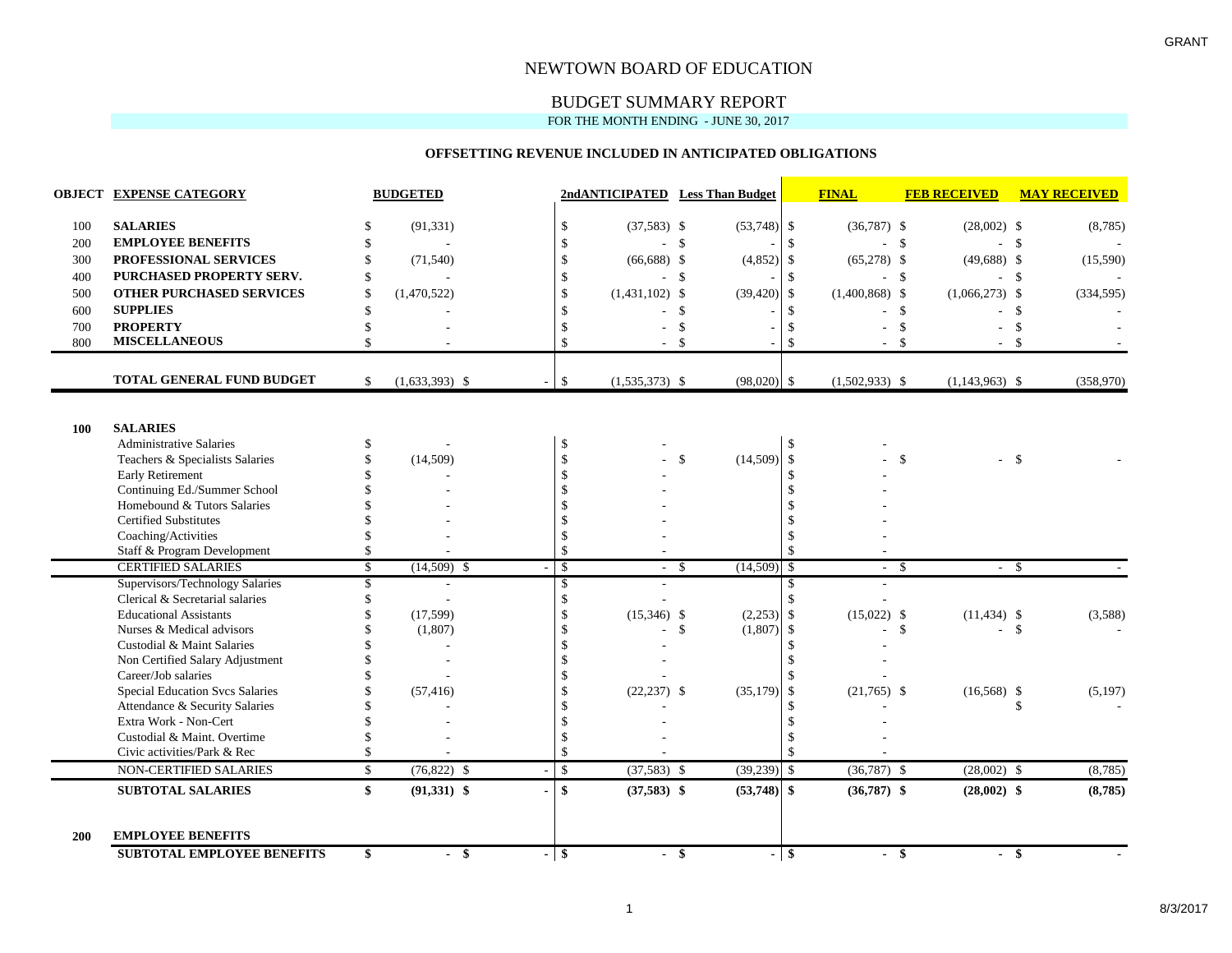GRANT

# NEWTOWN BOARD OF EDUCATION

## BUDGET SUMMARY REPORT

FOR THE MONTH ENDING - JUNE 30, 2017

### OFFSETTING REVENUE INCLUDED IN ANTICIPATED OBLIGATIONS

| OBJECT | EXPENSE CATEGORY | BUDGETED | | 2ndANTICIPATED | Less Than Budget | FINAL | FEB RECEIVED | MAY RECEIVED |
|---|---|---|---|---|---|---|---|---|
| 100 | **SALARIES** | $ (91,331) | | $ (37,583) | $ (53,748) | $ (36,787) | $ (28,002) | $ (8,785) |
| 200 | **EMPLOYEE BENEFITS** | $ - | | $ - | $ - | $ - | $ - | $ - |
| 300 | **PROFESSIONAL SERVICES** | $ (71,540) | | $ (66,688) | $ (4,852) | $ (65,278) | $ (49,688) | $ (15,590) |
| 400 | **PURCHASED PROPERTY SERV.** | $ - | | $ - | $ - | $ - | $ - | $ - |
| 500 | **OTHER PURCHASED SERVICES** | $ (1,470,522) | | $ (1,431,102) | $ (39,420) | $ (1,400,868) | $ (1,066,273) | $ (334,595) |
| 600 | **SUPPLIES** | $ - | | $ - | $ - | $ - | $ - | $ - |
| 700 | **PROPERTY** | $ - | | $ - | $ - | $ - | $ - | $ - |
| 800 | **MISCELLANEOUS** | $ - | | $ - | $ - | $ - | $ - | $ - |
| | **TOTAL GENERAL FUND BUDGET** | $ (1,633,393) | $ - | $ (1,535,373) | $ (98,020) | $ (1,502,933) | $ (1,143,963) | $ (358,970) |
| | | | | | | | | |
| **100** | **SALARIES** | | | | | | | |
| | Administrative Salaries | $ - | | $ - | | $ - | | |
| | Teachers & Specialists Salaries | $ (14,509) | | $ - | $ (14,509) | $ - | $ - | $ - |
| | Early Retirement | $ - | | $ - | | $ - | | |
| | Continuing Ed./Summer School | $ - | | $ - | | $ - | | |
| | Homebound & Tutors Salaries | $ - | | $ - | | $ - | | |
| | Certified Substitutes | $ - | | $ - | | $ - | | |
| | Coaching/Activities | $ - | | $ - | | $ - | | |
| | Staff & Program Development | $ - | | $ - | | $ - | | |
| | CERTIFIED SALARIES | $ (14,509) | $ - | $ - | $ (14,509) | $ - | $ - | $ - |
| | Supervisors/Technology Salaries | $ - | | $ - | | $ - | | |
| | Clerical & Secretarial salaries | $ - | | $ - | | $ - | | |
| | Educational Assistants | $ (17,599) | | $ (15,346) | $ (2,253) | $ (15,022) | $ (11,434) | $ (3,588) |
| | Nurses & Medical advisors | $ (1,807) | | $ - | $ (1,807) | $ - | $ - | $ - |
| | Custodial & Maint Salaries | $ - | | $ - | | $ - | | |
| | Non Certified Salary Adjustment | $ - | | $ - | | $ - | | |
| | Career/Job salaries | $ - | | $ - | | $ - | | |
| | Special Education Svcs Salaries | $ (57,416) | | $ (22,237) | $ (35,179) | $ (21,765) | $ (16,568) | $ (5,197) |
| | Attendance & Security Salaries | $ - | | $ - | | $ - | | $ - |
| | Extra Work - Non-Cert | $ - | | $ - | | $ - | | |
| | Custodial & Maint. Overtime | $ - | | $ - | | $ - | | |
| | Civic activities/Park & Rec | $ - | | $ - | | $ - | | |
| | NON-CERTIFIED SALARIES | $ (76,822) | $ - | $ (37,583) | $ (39,239) | $ (36,787) | $ (28,002) | $ (8,785) |
| | **SUBTOTAL SALARIES** | **$ (91,331)** | **$ -** | **$ (37,583)** | **$ (53,748)** | **$ (36,787)** | **$ (28,002)** | **$ (8,785)** |
| | | | | | | | | |
| **200** | **EMPLOYEE BENEFITS** | | | | | | | |
| | **SUBTOTAL EMPLOYEE BENEFITS** | **$ -** | **$ -** | **$ -** | **$ -** | **$ -** | **$ -** | **$ -** |

8/3/2017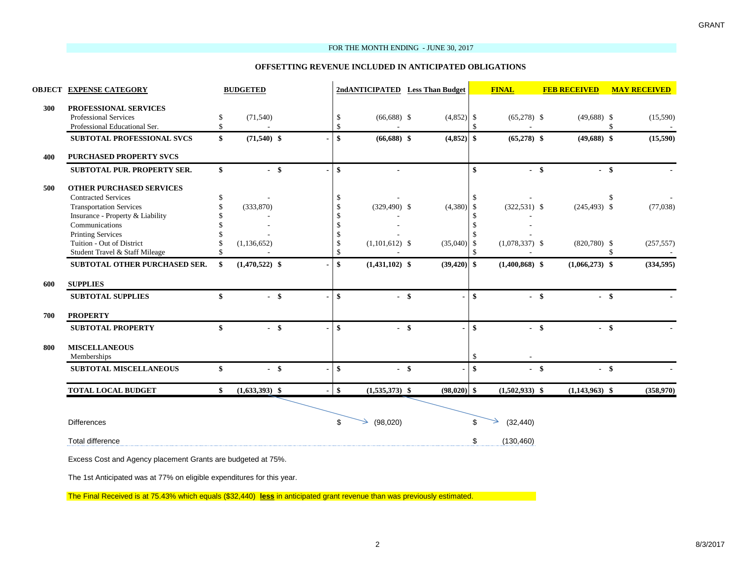GRANT

FOR THE MONTH ENDING - JUNE 30, 2017

## OFFSETTING REVENUE INCLUDED IN ANTICIPATED OBLIGATIONS

| OBJECT | EXPENSE CATEGORY | BUDGETED | | 2ndANTICIPATED | Less Than Budget | FINAL | FEB RECEIVED | MAY RECEIVED |
|---|---|---|---|---|---|---|---|---|
| 300 | **PROFESSIONAL SERVICES** | | | | | | | |
| | Professional Services | $ (71,540) | | $ (66,688) | $ (4,852) | $ (65,278) | $ (49,688) | $ (15,590) |
| | Professional Educational Ser. | $ - | | $ - | | $ - | | $ - |
| | **SUBTOTAL PROFESSIONAL SVCS** | **$ (71,540)** | **$ -** | **$ (66,688)** | **$ (4,852)** | **$ (65,278)** | **$ (49,688)** | **$ (15,590)** |
| 400 | **PURCHASED PROPERTY SVCS** | | | | | | | |
| | **SUBTOTAL PUR. PROPERTY SER.** | **$ -** | **$ -** | **$ -** | | **$ -** | **$ -** | **$ -** |
| 500 | **OTHER PURCHASED SERVICES** | | | | | | | |
| | Contracted Services | $ - | | $ - | | $ - | | $ - |
| | Transportation Services | $ (333,870) | | $ (329,490) | $ (4,380) | $ (322,531) | $ (245,493) | $ (77,038) |
| | Insurance - Property & Liability | $ - | | $ - | | $ - | | |
| | Communications | $ - | | $ - | | $ - | | |
| | Printing Services | $ - | | $ - | | $ - | | |
| | Tuition - Out of District | $ (1,136,652) | | $ (1,101,612) | $ (35,040) | $ (1,078,337) | $ (820,780) | $ (257,557) |
| | Student Travel & Staff Mileage | $ - | | $ - | | $ - | | $ - |
| | **SUBTOTAL OTHER PURCHASED SER.** | **$ (1,470,522)** | **$ -** | **$ (1,431,102)** | **$ (39,420)** | **$ (1,400,868)** | **$ (1,066,273)** | **$ (334,595)** |
| 600 | **SUPPLIES** | | | | | | | |
| | **SUBTOTAL SUPPLIES** | **$ -** | **$ -** | **$ -** | **$ -** | **$ -** | **$ -** | **$ -** |
| 700 | **PROPERTY** | | | | | | | |
| | **SUBTOTAL PROPERTY** | **$ -** | **$ -** | **$ -** | **$ -** | **$ -** | **$ -** | **$ -** |
| 800 | **MISCELLANEOUS** | | | | | | | |
| | Memberships | | | | | $ - | | |
| | **SUBTOTAL MISCELLANEOUS** | **$ -** | **$ -** | **$ -** | **$ -** | **$ -** | **$ -** | **$ -** |
| | **TOTAL LOCAL BUDGET** | **$ (1,633,393)** | **$ -** | **$ (1,535,373)** | **$ (98,020)** | **$ (1,502,933)** | **$ (1,143,963)** | **$ (358,970)** |

| | | |
|---|---|---|
| Differences | $ (98,020) | $ (32,440) |
| Total difference | | $ (130,460) |

Excess Cost and Agency placement Grants are budgeted at 75%.

The 1st Anticipated was at 77% on eligible expenditures for this year.

The Final Received is at 75.43% which equals ($32,440) **less** in anticipated grant revenue than was previously estimated.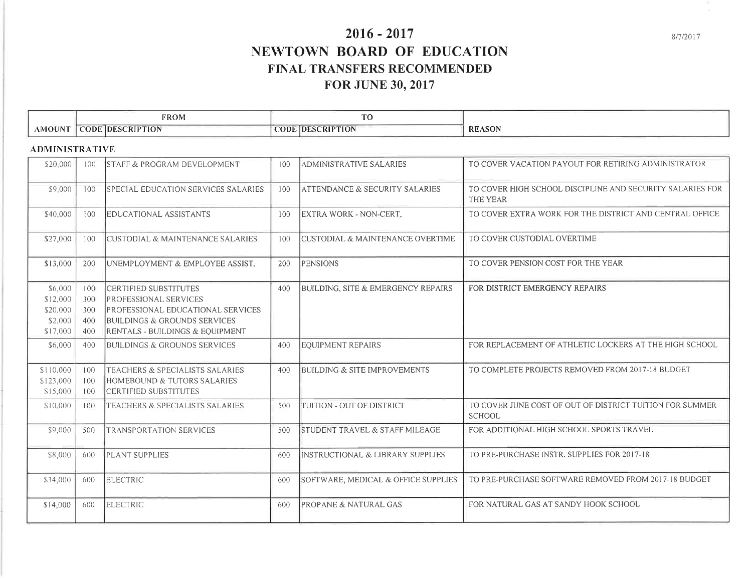# 2016 - 2017
# NEWTOWN BOARD OF EDUCATION
## FINAL TRANSFERS RECOMMENDED
## FOR JUNE 30, 2017

8/7/2017

| AMOUNT | FROM CODE | FROM DESCRIPTION | TO CODE | TO DESCRIPTION | REASON |
|---|---|---|---|---|---|
| **ADMINISTRATIVE** | | | | | |
| $20,000 | 100 | STAFF & PROGRAM DEVELOPMENT | 100 | ADMINISTRATIVE SALARIES | TO COVER VACATION PAYOUT FOR RETIRING ADMINISTRATOR |
| $9,000 | 100 | SPECIAL EDUCATION SERVICES SALARIES | 100 | ATTENDANCE & SECURITY SALARIES | TO COVER HIGH SCHOOL DISCIPLINE AND SECURITY SALARIES FOR THE YEAR |
| $40,000 | 100 | EDUCATIONAL ASSISTANTS | 100 | EXTRA WORK - NON-CERT. | TO COVER EXTRA WORK FOR THE DISTRICT AND CENTRAL OFFICE |
| $27,000 | 100 | CUSTODIAL & MAINTENANCE SALARIES | 100 | CUSTODIAL & MAINTENANCE OVERTIME | TO COVER CUSTODIAL OVERTIME |
| $13,000 | 200 | UNEMPLOYMENT & EMPLOYEE ASSIST. | 200 | PENSIONS | TO COVER PENSION COST FOR THE YEAR |
| $6,000 | 100 | CERTIFIED SUBSTITUTES | 400 | BUILDING, SITE & EMERGENCY REPAIRS | FOR DISTRICT EMERGENCY REPAIRS |
| $12,000 | 300 | PROFESSIONAL SERVICES | | | |
| $20,000 | 300 | PROFESSIONAL EDUCATIONAL SERVICES | | | |
| $2,000 | 400 | BUILDINGS & GROUNDS SERVICES | | | |
| $17,000 | 400 | RENTALS - BUILDINGS & EQUIPMENT | | | |
| $6,000 | 400 | BUILDINGS & GROUNDS SERVICES | 400 | EQUIPMENT REPAIRS | FOR REPLACEMENT OF ATHLETIC LOCKERS AT THE HIGH SCHOOL |
| $110,000 | 100 | TEACHERS & SPECIALISTS SALARIES | 400 | BUILDING & SITE IMPROVEMENTS | TO COMPLETE PROJECTS REMOVED FROM 2017-18 BUDGET |
| $123,000 | 100 | HOMEBOUND & TUTORS SALARIES | | | |
| $15,000 | 100 | CERTIFIED SUBSTITUTES | | | |
| $10,000 | 100 | TEACHERS & SPECIALISTS SALARIES | 500 | TUITION - OUT OF DISTRICT | TO COVER JUNE COST OF OUT OF DISTRICT TUITION FOR SUMMER SCHOOL |
| $9,000 | 500 | TRANSPORTATION SERVICES | 500 | STUDENT TRAVEL & STAFF MILEAGE | FOR ADDITIONAL HIGH SCHOOL SPORTS TRAVEL |
| $8,000 | 600 | PLANT SUPPLIES | 600 | INSTRUCTIONAL & LIBRARY SUPPLIES | TO PRE-PURCHASE INSTR. SUPPLIES FOR 2017-18 |
| $34,000 | 600 | ELECTRIC | 600 | SOFTWARE, MEDICAL & OFFICE SUPPLIES | TO PRE-PURCHASE SOFTWARE REMOVED FROM 2017-18 BUDGET |
| $14,000 | 600 | ELECTRIC | 600 | PROPANE & NATURAL GAS | FOR NATURAL GAS AT SANDY HOOK SCHOOL |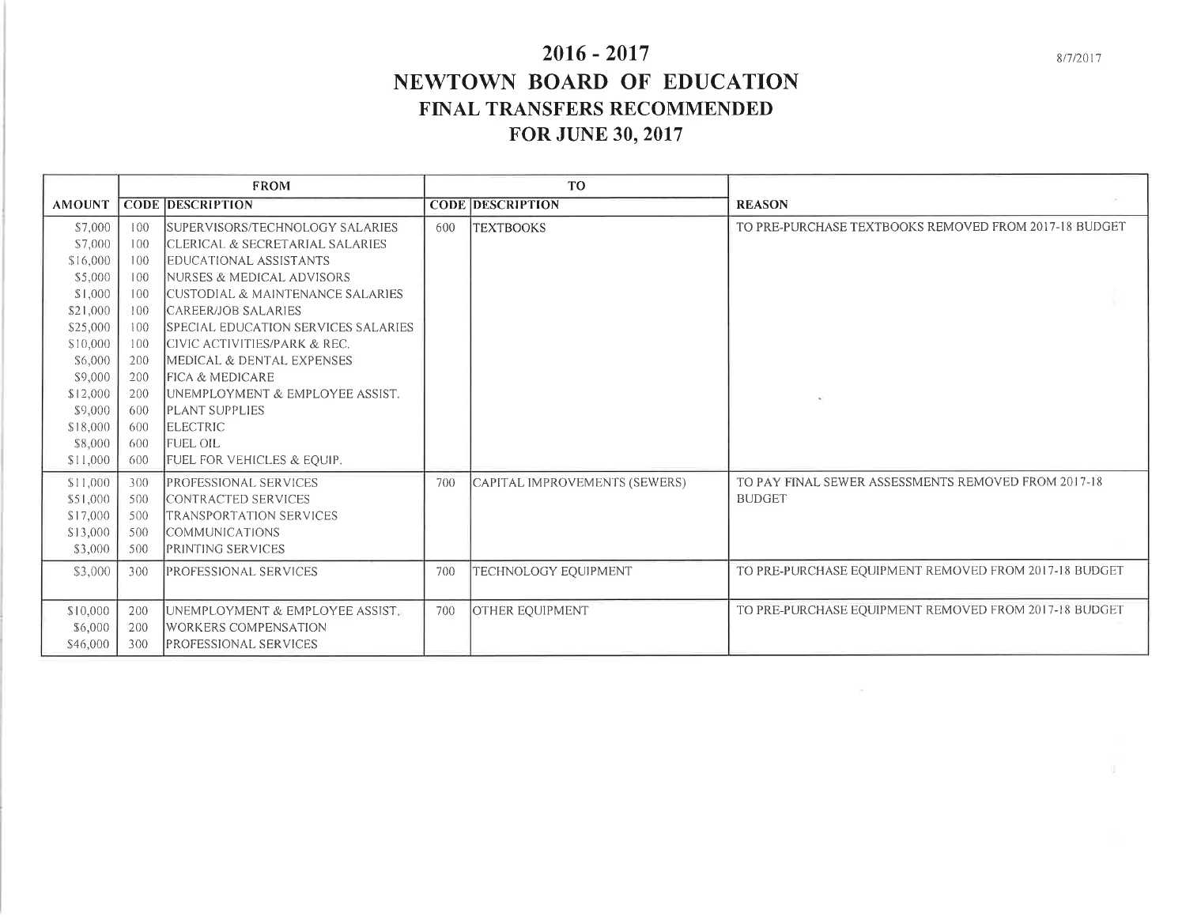# 2016 - 2017
# NEWTOWN BOARD OF EDUCATION
## FINAL TRANSFERS RECOMMENDED
## FOR JUNE 30, 2017

8/7/2017

| | FROM | | TO | | |
|---|---|---|---|---|---|
| **AMOUNT** | **CODE** | **DESCRIPTION** | **CODE** | **DESCRIPTION** | **REASON** |
| $7,000 | 100 | SUPERVISORS/TECHNOLOGY SALARIES | 600 | TEXTBOOKS | TO PRE-PURCHASE TEXTBOOKS REMOVED FROM 2017-18 BUDGET |
| $7,000 | 100 | CLERICAL & SECRETARIAL SALARIES | | | |
| $16,000 | 100 | EDUCATIONAL ASSISTANTS | | | |
| $5,000 | 100 | NURSES & MEDICAL ADVISORS | | | |
| $1,000 | 100 | CUSTODIAL & MAINTENANCE SALARIES | | | |
| $21,000 | 100 | CAREER/JOB SALARIES | | | |
| $25,000 | 100 | SPECIAL EDUCATION SERVICES SALARIES | | | |
| $10,000 | 100 | CIVIC ACTIVITIES/PARK & REC. | | | |
| $6,000 | 200 | MEDICAL & DENTAL EXPENSES | | | |
| $9,000 | 200 | FICA & MEDICARE | | | |
| $12,000 | 200 | UNEMPLOYMENT & EMPLOYEE ASSIST. | | | |
| $9,000 | 600 | PLANT SUPPLIES | | | |
| $18,000 | 600 | ELECTRIC | | | |
| $8,000 | 600 | FUEL OIL | | | |
| $11,000 | 600 | FUEL FOR VEHICLES & EQUIP. | | | |
| $11,000 | 300 | PROFESSIONAL SERVICES | 700 | CAPITAL IMPROVEMENTS (SEWERS) | TO PAY FINAL SEWER ASSESSMENTS REMOVED FROM 2017-18 BUDGET |
| $51,000 | 500 | CONTRACTED SERVICES | | | |
| $17,000 | 500 | TRANSPORTATION SERVICES | | | |
| $13,000 | 500 | COMMUNICATIONS | | | |
| $3,000 | 500 | PRINTING SERVICES | | | |
| $3,000 | 300 | PROFESSIONAL SERVICES | 700 | TECHNOLOGY EQUIPMENT | TO PRE-PURCHASE EQUIPMENT REMOVED FROM 2017-18 BUDGET |
| $10,000 | 200 | UNEMPLOYMENT & EMPLOYEE ASSIST. | 700 | OTHER EQUIPMENT | TO PRE-PURCHASE EQUIPMENT REMOVED FROM 2017-18 BUDGET |
| $6,000 | 200 | WORKERS COMPENSATION | | | |
| $46,000 | 300 | PROFESSIONAL SERVICES | | | |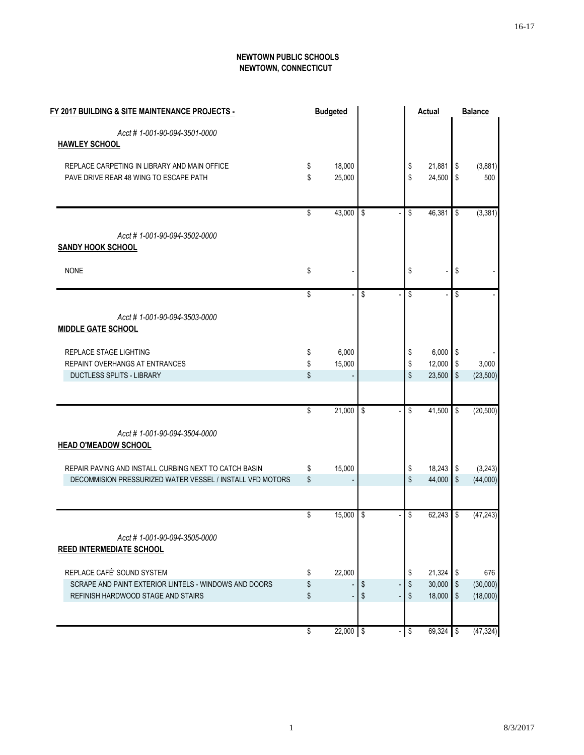**NEWTOWN PUBLIC SCHOOLS**
**NEWTOWN, CONNECTICUT**

| FY 2017 BUILDING & SITE MAINTENANCE PROJECTS - | Budgeted | | Actual | Balance |
|---|---|---|---|---|
| *Acct # 1-001-90-094-3501-0000* | | | | |
| **HAWLEY SCHOOL** | | | | |
| REPLACE CARPETING IN LIBRARY AND MAIN OFFICE | $ 18,000 | | $ 21,881 | $ (3,881) |
| PAVE DRIVE REAR 48 WING TO ESCAPE PATH | $ 25,000 | | $ 24,500 | $ 500 |
| | $ 43,000 | $ - | $ 46,381 | $ (3,381) |
| *Acct # 1-001-90-094-3502-0000* | | | | |
| **SANDY HOOK SCHOOL** | | | | |
| NONE | $ - | | $ - | $ - |
| | $ - | $ - | $ - | $ - |
| *Acct # 1-001-90-094-3503-0000* | | | | |
| **MIDDLE GATE SCHOOL** | | | | |
| REPLACE STAGE LIGHTING | $ 6,000 | | $ 6,000 | $ - |
| REPAINT OVERHANGS AT ENTRANCES | $ 15,000 | | $ 12,000 | $ 3,000 |
| DUCTLESS SPLITS - LIBRARY | $ - | | $ 23,500 | $ (23,500) |
| | $ 21,000 | $ - | $ 41,500 | $ (20,500) |
| *Acct # 1-001-90-094-3504-0000* | | | | |
| **HEAD O'MEADOW SCHOOL** | | | | |
| REPAIR PAVING AND INSTALL CURBING NEXT TO CATCH BASIN | $ 15,000 | | $ 18,243 | $ (3,243) |
| DECOMMISION PRESSURIZED WATER VESSEL / INSTALL VFD MOTORS | $ - | | $ 44,000 | $ (44,000) |
| | $ 15,000 | $ - | $ 62,243 | $ (47,243) |
| *Acct # 1-001-90-094-3505-0000* | | | | |
| **REED INTERMEDIATE SCHOOL** | | | | |
| REPLACE CAFÉ' SOUND SYSTEM | $ 22,000 | | $ 21,324 | $ 676 |
| SCRAPE AND PAINT EXTERIOR LINTELS - WINDOWS AND DOORS | $ - | $ - | $ 30,000 | $ (30,000) |
| REFINISH HARDWOOD STAGE AND STAIRS | $ - | $ - | $ 18,000 | $ (18,000) |
| | $ 22,000 | $ - | $ 69,324 | $ (47,324) |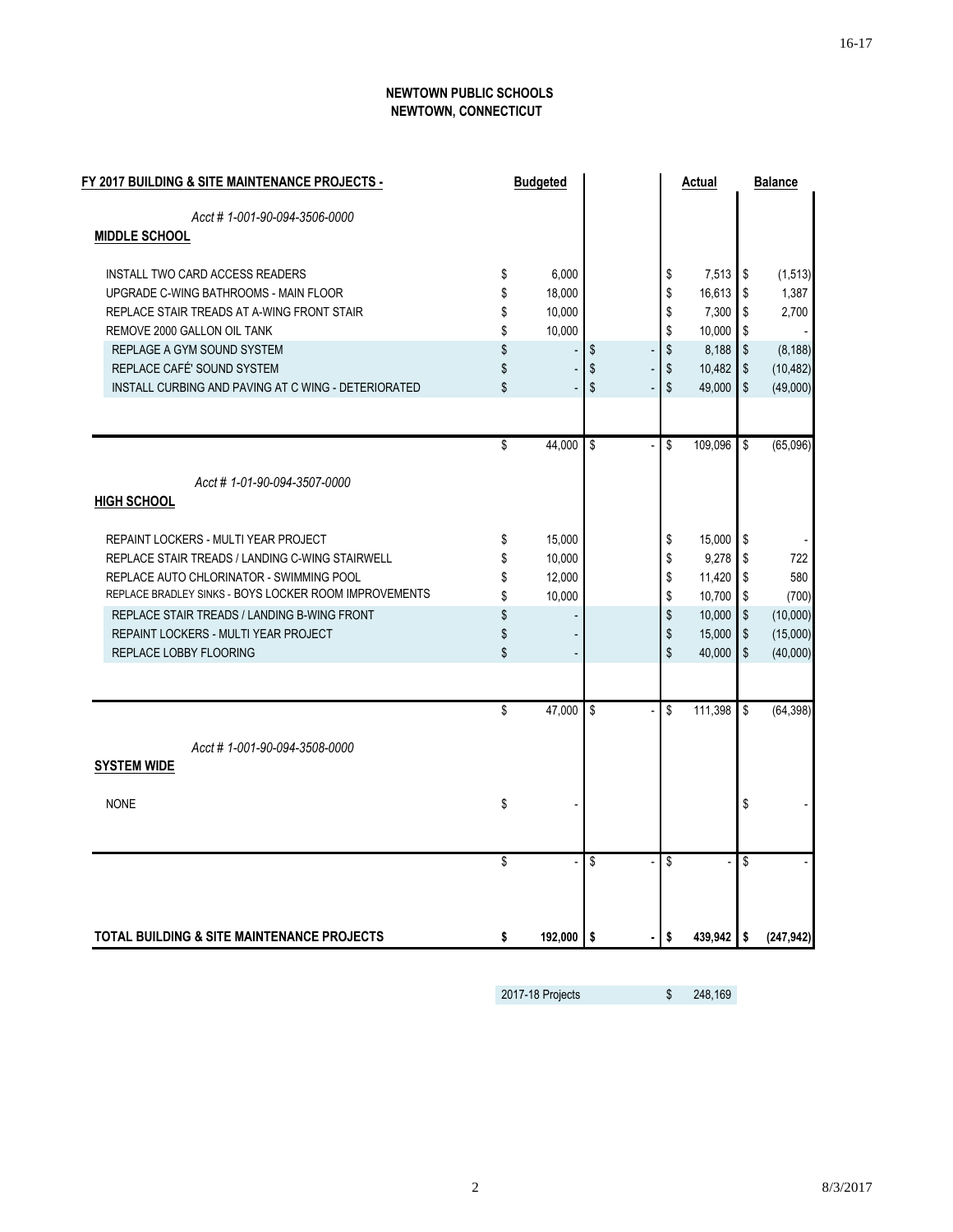**NEWTOWN PUBLIC SCHOOLS**
**NEWTOWN, CONNECTICUT**

| FY 2017 BUILDING & SITE MAINTENANCE PROJECTS - | Budgeted | | Actual | Balance |
|---|---|---|---|---|
| *Acct # 1-001-90-094-3506-0000* | | | | |
| **MIDDLE SCHOOL** | | | | |
| INSTALL TWO CARD ACCESS READERS | $ 6,000 | | $ 7,513 | $ (1,513) |
| UPGRADE C-WING BATHROOMS - MAIN FLOOR | $ 18,000 | | $ 16,613 | $ 1,387 |
| REPLACE STAIR TREADS AT A-WING FRONT STAIR | $ 10,000 | | $ 7,300 | $ 2,700 |
| REMOVE 2000 GALLON OIL TANK | $ 10,000 | | $ 10,000 | $ - |
| REPLAGE A GYM SOUND SYSTEM | $ - | $ - | $ 8,188 | $ (8,188) |
| REPLACE CAFÉ SOUND SYSTEM | $ - | $ - | $ 10,482 | $ (10,482) |
| INSTALL CURBING AND PAVING AT C WING - DETERIORATED | $ - | $ - | $ 49,000 | $ (49,000) |
| | $ 44,000 | $ - | $ 109,096 | $ (65,096) |
| *Acct # 1-01-90-094-3507-0000* | | | | |
| **HIGH SCHOOL** | | | | |
| REPAINT LOCKERS - MULTI YEAR PROJECT | $ 15,000 | | $ 15,000 | $ - |
| REPLACE STAIR TREADS / LANDING C-WING STAIRWELL | $ 10,000 | | $ 9,278 | $ 722 |
| REPLACE AUTO CHLORINATOR - SWIMMING POOL | $ 12,000 | | $ 11,420 | $ 580 |
| REPLACE BRADLEY SINKS - BOYS LOCKER ROOM IMPROVEMENTS | $ 10,000 | | $ 10,700 | $ (700) |
| REPLACE STAIR TREADS / LANDING B-WING FRONT | $ - | | $ 10,000 | $ (10,000) |
| REPAINT LOCKERS - MULTI YEAR PROJECT | $ - | | $ 15,000 | $ (15,000) |
| REPLACE LOBBY FLOORING | $ - | | $ 40,000 | $ (40,000) |
| | $ 47,000 | $ - | $ 111,398 | $ (64,398) |
| *Acct # 1-001-90-094-3508-0000* | | | | |
| **SYSTEM WIDE** | | | | |
| NONE | $ - | | | $ - |
| | $ - | $ - | $ - | $ - |
| **TOTAL BUILDING & SITE MAINTENANCE PROJECTS** | **$ 192,000** | **$ -** | **$ 439,942** | **$ (247,942)** |

| 2017-18 Projects | $ 248,169 |
|---|---|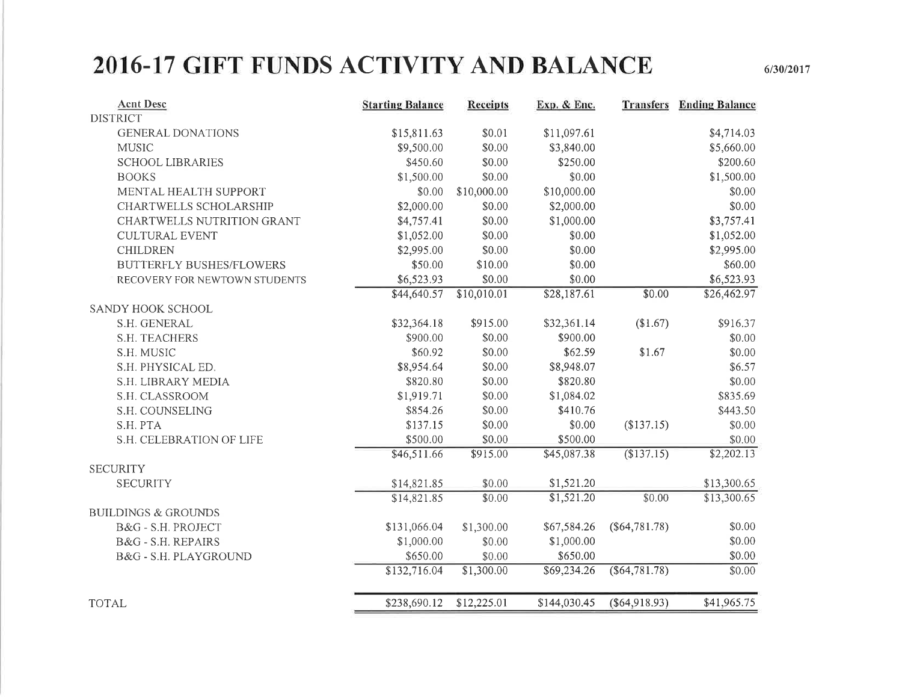# 2016-17 GIFT FUNDS ACTIVITY AND BALANCE

6/30/2017

| Acnt Desc | Starting Balance | Receipts | Exp. & Enc. | Transfers | Ending Balance |
|---|---|---|---|---|---|
| DISTRICT | | | | | |
| GENERAL DONATIONS | $15,811.63 | $0.01 | $11,097.61 | | $4,714.03 |
| MUSIC | $9,500.00 | $0.00 | $3,840.00 | | $5,660.00 |
| SCHOOL LIBRARIES | $450.60 | $0.00 | $250.00 | | $200.60 |
| BOOKS | $1,500.00 | $0.00 | $0.00 | | $1,500.00 |
| MENTAL HEALTH SUPPORT | $0.00 | $10,000.00 | $10,000.00 | | $0.00 |
| CHARTWELLS SCHOLARSHIP | $2,000.00 | $0.00 | $2,000.00 | | $0.00 |
| CHARTWELLS NUTRITION GRANT | $4,757.41 | $0.00 | $1,000.00 | | $3,757.41 |
| CULTURAL EVENT | $1,052.00 | $0.00 | $0.00 | | $1,052.00 |
| CHILDREN | $2,995.00 | $0.00 | $0.00 | | $2,995.00 |
| BUTTERFLY BUSHES/FLOWERS | $50.00 | $10.00 | $0.00 | | $60.00 |
| RECOVERY FOR NEWTOWN STUDENTS | $6,523.93 | $0.00 | $0.00 | | $6,523.93 |
| | $44,640.57 | $10,010.01 | $28,187.61 | $0.00 | $26,462.97 |
| SANDY HOOK SCHOOL | | | | | |
| S.H. GENERAL | $32,364.18 | $915.00 | $32,361.14 | ($1.67) | $916.37 |
| S.H. TEACHERS | $900.00 | $0.00 | $900.00 | | $0.00 |
| S.H. MUSIC | $60.92 | $0.00 | $62.59 | $1.67 | $0.00 |
| S.H. PHYSICAL ED. | $8,954.64 | $0.00 | $8,948.07 | | $6.57 |
| S.H. LIBRARY MEDIA | $820.80 | $0.00 | $820.80 | | $0.00 |
| S.H. CLASSROOM | $1,919.71 | $0.00 | $1,084.02 | | $835.69 |
| S.H. COUNSELING | $854.26 | $0.00 | $410.76 | | $443.50 |
| S.H. PTA | $137.15 | $0.00 | $0.00 | ($137.15) | $0.00 |
| S.H. CELEBRATION OF LIFE | $500.00 | $0.00 | $500.00 | | $0.00 |
| | $46,511.66 | $915.00 | $45,087.38 | ($137.15) | $2,202.13 |
| SECURITY | | | | | |
| SECURITY | $14,821.85 | $0.00 | $1,521.20 | | $13,300.65 |
| | $14,821.85 | $0.00 | $1,521.20 | $0.00 | $13,300.65 |
| BUILDINGS & GROUNDS | | | | | |
| B&G - S.H. PROJECT | $131,066.04 | $1,300.00 | $67,584.26 | ($64,781.78) | $0.00 |
| B&G - S.H. REPAIRS | $1,000.00 | $0.00 | $1,000.00 | | $0.00 |
| B&G - S.H. PLAYGROUND | $650.00 | $0.00 | $650.00 | | $0.00 |
| | $132,716.04 | $1,300.00 | $69,234.26 | ($64,781.78) | $0.00 |
| TOTAL | $238,690.12 | $12,225.01 | $144,030.45 | ($64,918.93) | $41,965.75 |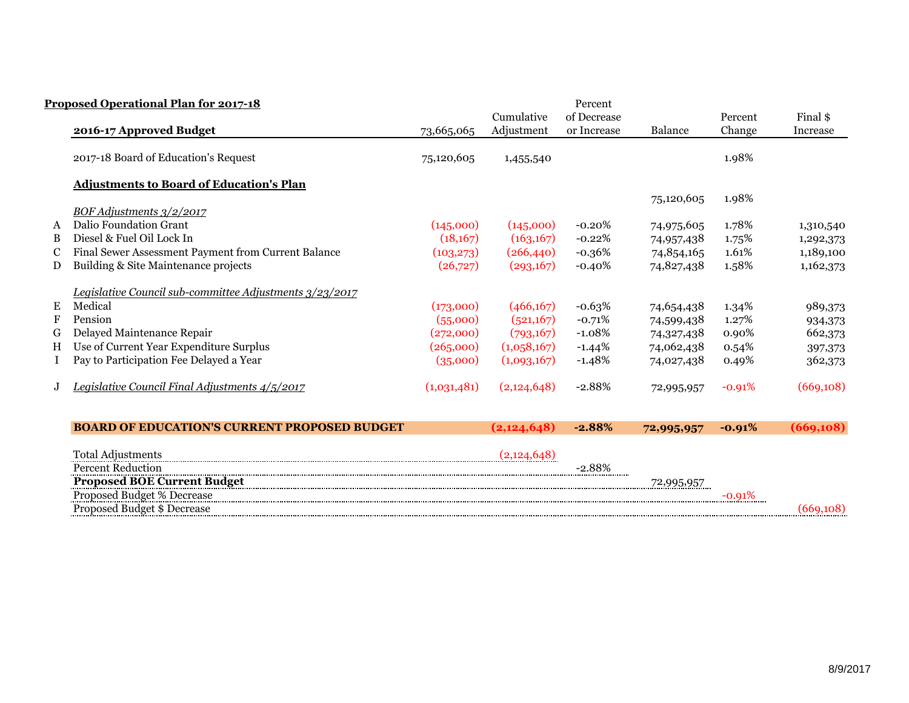**Proposed Operational Plan for 2017-18**

| | | | Cumulative Adjustment | Percent of Decrease or Increase | Balance | Percent Change | Final $ Increase |
|---|---|---|---|---|---|---|---|
| | **2016-17 Approved Budget** | 73,665,065 | | | | | |
| | 2017-18 Board of Education's Request | 75,120,605 | 1,455,540 | | | 1.98% | |
| | **Adjustments to Board of Education's Plan** | | | | | | |
| | | | | | 75,120,605 | 1.98% | |
| | *BOF Adjustments 3/2/2017* | | | | | | |
| A | Dalio Foundation Grant | (145,000) | (145,000) | -0.20% | 74,975,605 | 1.78% | 1,310,540 |
| B | Diesel & Fuel Oil Lock In | (18,167) | (163,167) | -0.22% | 74,957,438 | 1.75% | 1,292,373 |
| C | Final Sewer Assessment Payment from Current Balance | (103,273) | (266,440) | -0.36% | 74,854,165 | 1.61% | 1,189,100 |
| D | Building & Site Maintenance projects | (26,727) | (293,167) | -0.40% | 74,827,438 | 1.58% | 1,162,373 |
| | *Legislative Council sub-committee Adjustments 3/23/2017* | | | | | | |
| E | Medical | (173,000) | (466,167) | -0.63% | 74,654,438 | 1.34% | 989,373 |
| F | Pension | (55,000) | (521,167) | -0.71% | 74,599,438 | 1.27% | 934,373 |
| G | Delayed Maintenance Repair | (272,000) | (793,167) | -1.08% | 74,327,438 | 0.90% | 662,373 |
| H | Use of Current Year Expenditure Surplus | (265,000) | (1,058,167) | -1.44% | 74,062,438 | 0.54% | 397,373 |
| I | Pay to Participation Fee Delayed a Year | (35,000) | (1,093,167) | -1.48% | 74,027,438 | 0.49% | 362,373 |
| J | *Legislative Council Final Adjustments 4/5/2017* | (1,031,481) | (2,124,648) | -2.88% | 72,995,957 | -0.91% | (669,108) |
| | **BOARD OF EDUCATION'S CURRENT PROPOSED BUDGET** | | **(2,124,648)** | **-2.88%** | **72,995,957** | **-0.91%** | **(669,108)** |

| | |
|---|---|
| Total Adjustments | (2,124,648) |
| Percent Reduction | -2.88% |
| **Proposed BOE Current Budget** | 72,995,957 |
| Proposed Budget % Decrease | -0.91% |
| Proposed Budget $ Decrease | (669,108) |

8/9/2017